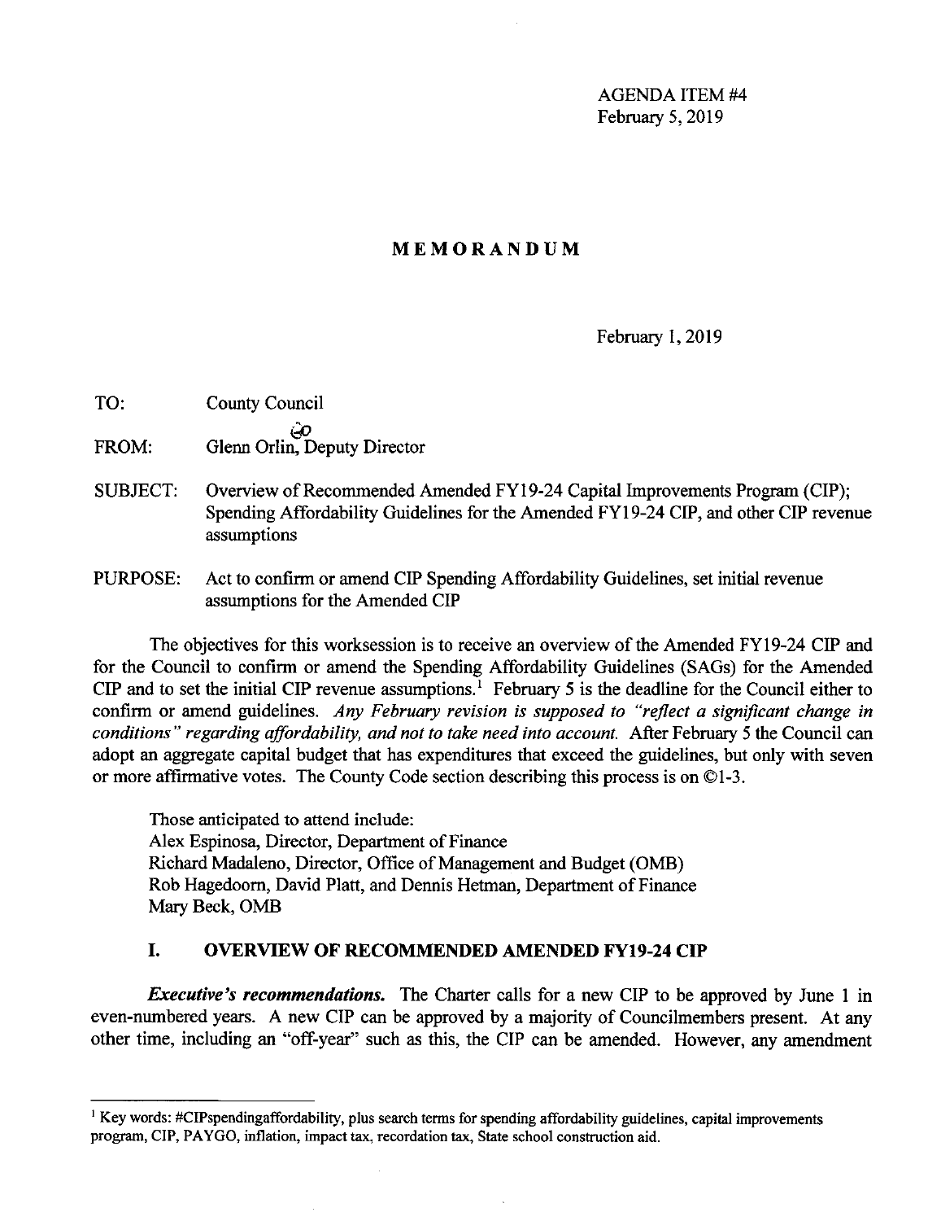AGENDA ITEM #4
February 5, 2019

# MEMORANDUM

February 1, 2019

TO: County Council

FROM: Glenn Orlin, Deputy Director

SUBJECT: Overview of Recommended Amended FY19-24 Capital Improvements Program (CIP); Spending Affordability Guidelines for the Amended FY19-24 CIP, and other CIP revenue assumptions

PURPOSE: Act to confirm or amend CIP Spending Affordability Guidelines, set initial revenue assumptions for the Amended CIP

The objectives for this worksession is to receive an overview of the Amended FY19-24 CIP and for the Council to confirm or amend the Spending Affordability Guidelines (SAGs) for the Amended CIP and to set the initial CIP revenue assumptions.[1] February 5 is the deadline for the Council either to confirm or amend guidelines. *Any February revision is supposed to "reflect a significant change in conditions" regarding affordability, and not to take need into account.* After February 5 the Council can adopt an aggregate capital budget that has expenditures that exceed the guidelines, but only with seven or more affirmative votes. The County Code section describing this process is on ©1-3.

Those anticipated to attend include:
Alex Espinosa, Director, Department of Finance
Richard Madaleno, Director, Office of Management and Budget (OMB)
Rob Hagedoorn, David Platt, and Dennis Hetman, Department of Finance
Mary Beck, OMB

## I. OVERVIEW OF RECOMMENDED AMENDED FY19-24 CIP

***Executive's recommendations.*** The Charter calls for a new CIP to be approved by June 1 in even-numbered years. A new CIP can be approved by a majority of Councilmembers present. At any other time, including an "off-year" such as this, the CIP can be amended. However, any amendment

[1] Key words: #CIPspendingaffordability, plus search terms for spending affordability guidelines, capital improvements program, CIP, PAYGO, inflation, impact tax, recordation tax, State school construction aid.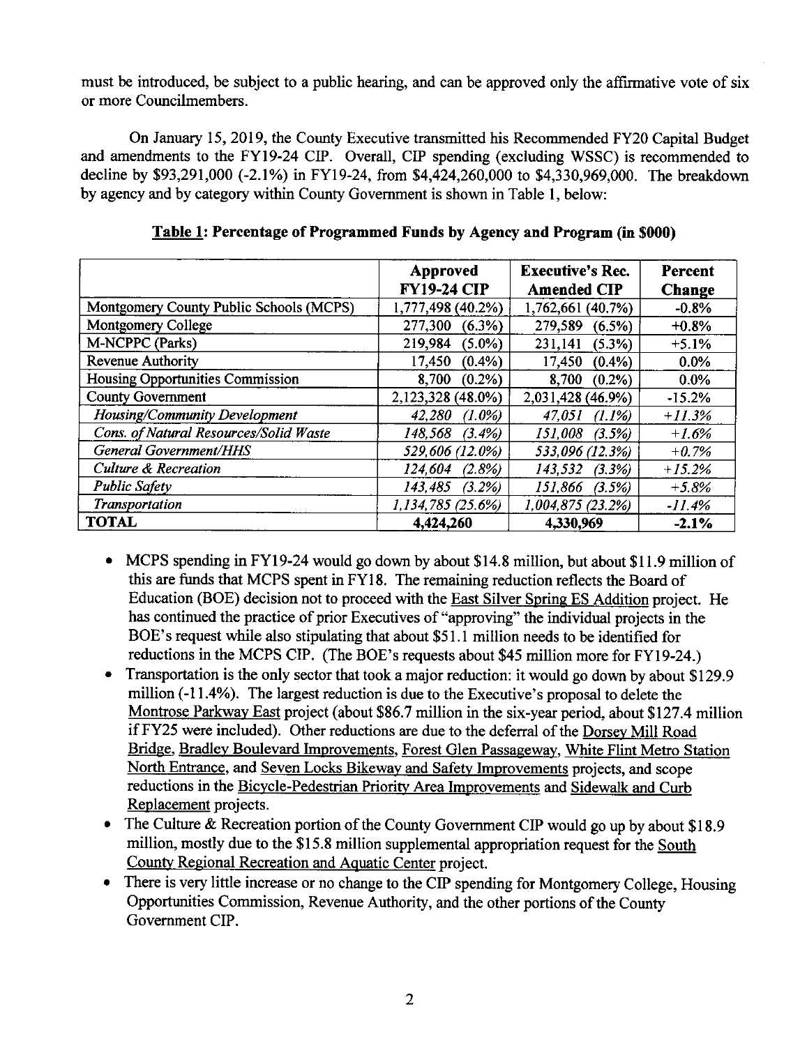must be introduced, be subject to a public hearing, and can be approved only the affirmative vote of six or more Councilmembers.

On January 15, 2019, the County Executive transmitted his Recommended FY20 Capital Budget and amendments to the FY19-24 CIP. Overall, CIP spending (excluding WSSC) is recommended to decline by $93,291,000 (-2.1%) in FY19-24, from $4,424,260,000 to $4,330,969,000. The breakdown by agency and by category within County Government is shown in Table 1, below:

**Table 1: Percentage of Programmed Funds by Agency and Program (in $000)**

| | Approved FY19-24 CIP | Executive's Rec. Amended CIP | Percent Change |
|---|---|---|---|
| Montgomery County Public Schools (MCPS) | 1,777,498 (40.2%) | 1,762,661 (40.7%) | -0.8% |
| Montgomery College | 277,300 (6.3%) | 279,589 (6.5%) | +0.8% |
| M-NCPPC (Parks) | 219,984 (5.0%) | 231,141 (5.3%) | +5.1% |
| Revenue Authority | 17,450 (0.4%) | 17,450 (0.4%) | 0.0% |
| Housing Opportunities Commission | 8,700 (0.2%) | 8,700 (0.2%) | 0.0% |
| County Government | 2,123,328 (48.0%) | 2,031,428 (46.9%) | -15.2% |
| *Housing/Community Development* | *42,280 (1.0%)* | *47,051 (1.1%)* | *+11.3%* |
| *Cons. of Natural Resources/Solid Waste* | *148,568 (3.4%)* | *151,008 (3.5%)* | *+1.6%* |
| *General Government/HHS* | *529,606 (12.0%)* | *533,096 (12.3%)* | *+0.7%* |
| *Culture & Recreation* | *124,604 (2.8%)* | *143,532 (3.3%)* | *+15.2%* |
| *Public Safety* | *143,485 (3.2%)* | *151,866 (3.5%)* | *+5.8%* |
| *Transportation* | *1,134,785 (25.6%)* | *1,004,875 (23.2%)* | *-11.4%* |
| **TOTAL** | **4,424,260** | **4,330,969** | **-2.1%** |

- MCPS spending in FY19-24 would go down by about $14.8 million, but about $11.9 million of this are funds that MCPS spent in FY18. The remaining reduction reflects the Board of Education (BOE) decision not to proceed with the East Silver Spring ES Addition project. He has continued the practice of prior Executives of "approving" the individual projects in the BOE's request while also stipulating that about $51.1 million needs to be identified for reductions in the MCPS CIP. (The BOE's requests about $45 million more for FY19-24.)
- Transportation is the only sector that took a major reduction: it would go down by about $129.9 million (-11.4%). The largest reduction is due to the Executive's proposal to delete the Montrose Parkway East project (about $86.7 million in the six-year period, about $127.4 million if FY25 were included). Other reductions are due to the deferral of the Dorsey Mill Road Bridge, Bradley Boulevard Improvements, Forest Glen Passageway, White Flint Metro Station North Entrance, and Seven Locks Bikeway and Safety Improvements projects, and scope reductions in the Bicycle-Pedestrian Priority Area Improvements and Sidewalk and Curb Replacement projects.
- The Culture & Recreation portion of the County Government CIP would go up by about $18.9 million, mostly due to the $15.8 million supplemental appropriation request for the South County Regional Recreation and Aquatic Center project.
- There is very little increase or no change to the CIP spending for Montgomery College, Housing Opportunities Commission, Revenue Authority, and the other portions of the County Government CIP.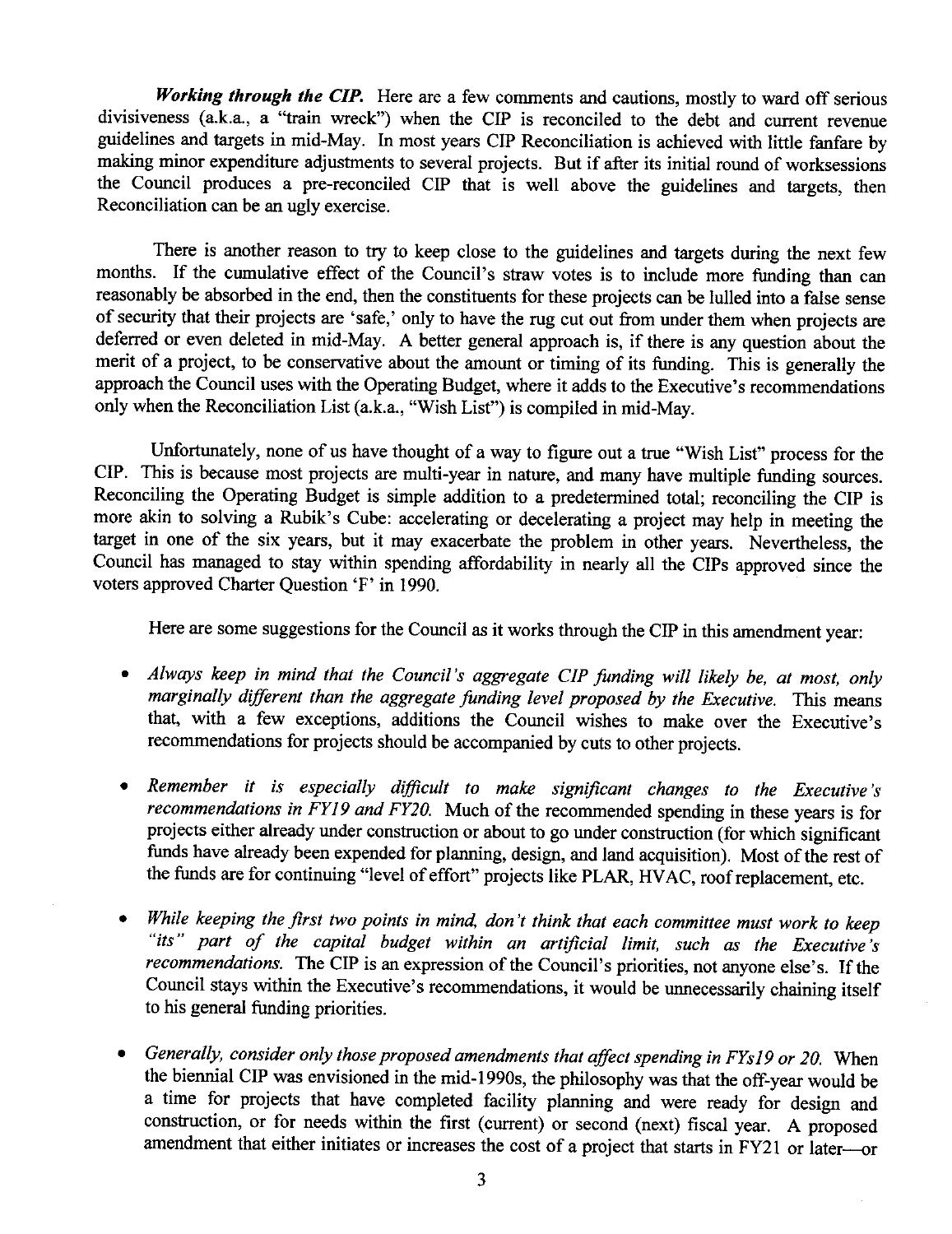***Working through the CIP.*** Here are a few comments and cautions, mostly to ward off serious divisiveness (a.k.a., a "train wreck") when the CIP is reconciled to the debt and current revenue guidelines and targets in mid-May. In most years CIP Reconciliation is achieved with little fanfare by making minor expenditure adjustments to several projects. But if after its initial round of worksessions the Council produces a pre-reconciled CIP that is well above the guidelines and targets, then Reconciliation can be an ugly exercise.

There is another reason to try to keep close to the guidelines and targets during the next few months. If the cumulative effect of the Council's straw votes is to include more funding than can reasonably be absorbed in the end, then the constituents for these projects can be lulled into a false sense of security that their projects are 'safe,' only to have the rug cut out from under them when projects are deferred or even deleted in mid-May. A better general approach is, if there is any question about the merit of a project, to be conservative about the amount or timing of its funding. This is generally the approach the Council uses with the Operating Budget, where it adds to the Executive's recommendations only when the Reconciliation List (a.k.a., "Wish List") is compiled in mid-May.

Unfortunately, none of us have thought of a way to figure out a true "Wish List" process for the CIP. This is because most projects are multi-year in nature, and many have multiple funding sources. Reconciling the Operating Budget is simple addition to a predetermined total; reconciling the CIP is more akin to solving a Rubik's Cube: accelerating or decelerating a project may help in meeting the target in one of the six years, but it may exacerbate the problem in other years. Nevertheless, the Council has managed to stay within spending affordability in nearly all the CIPs approved since the voters approved Charter Question 'F' in 1990.

Here are some suggestions for the Council as it works through the CIP in this amendment year:

- *Always keep in mind that the Council's aggregate CIP funding will likely be, at most, only marginally different than the aggregate funding level proposed by the Executive.* This means that, with a few exceptions, additions the Council wishes to make over the Executive's recommendations for projects should be accompanied by cuts to other projects.

- *Remember it is especially difficult to make significant changes to the Executive's recommendations in FY19 and FY20.* Much of the recommended spending in these years is for projects either already under construction or about to go under construction (for which significant funds have already been expended for planning, design, and land acquisition). Most of the rest of the funds are for continuing "level of effort" projects like PLAR, HVAC, roof replacement, etc.

- *While keeping the first two points in mind, don't think that each committee must work to keep "its" part of the capital budget within an artificial limit, such as the Executive's recommendations.* The CIP is an expression of the Council's priorities, not anyone else's. If the Council stays within the Executive's recommendations, it would be unnecessarily chaining itself to his general funding priorities.

- *Generally, consider only those proposed amendments that affect spending in FYs19 or 20.* When the biennial CIP was envisioned in the mid-1990s, the philosophy was that the off-year would be a time for projects that have completed facility planning and were ready for design and construction, or for needs within the first (current) or second (next) fiscal year. A proposed amendment that either initiates or increases the cost of a project that starts in FY21 or later—or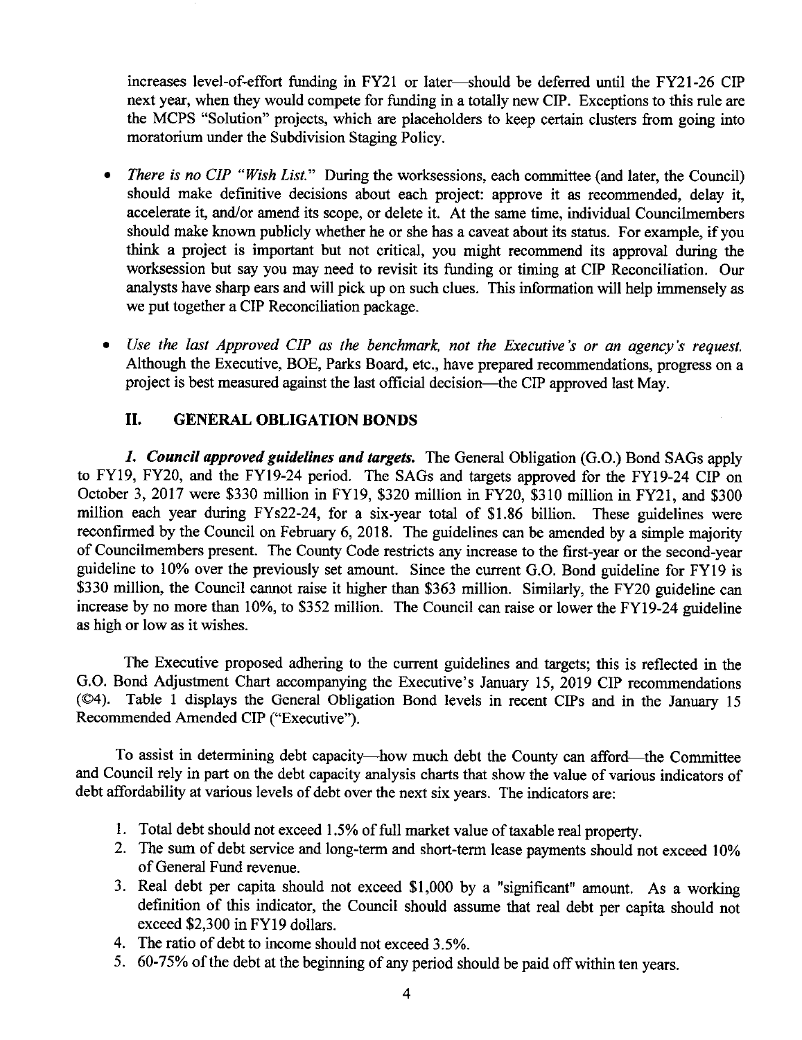increases level-of-effort funding in FY21 or later—should be deferred until the FY21-26 CIP next year, when they would compete for funding in a totally new CIP. Exceptions to this rule are the MCPS "Solution" projects, which are placeholders to keep certain clusters from going into moratorium under the Subdivision Staging Policy.

- *There is no CIP "Wish List."* During the worksessions, each committee (and later, the Council) should make definitive decisions about each project: approve it as recommended, delay it, accelerate it, and/or amend its scope, or delete it. At the same time, individual Councilmembers should make known publicly whether he or she has a caveat about its status. For example, if you think a project is important but not critical, you might recommend its approval during the worksession but say you may need to revisit its funding or timing at CIP Reconciliation. Our analysts have sharp ears and will pick up on such clues. This information will help immensely as we put together a CIP Reconciliation package.

- *Use the last Approved CIP as the benchmark, not the Executive's or an agency's request.* Although the Executive, BOE, Parks Board, etc., have prepared recommendations, progress on a project is best measured against the last official decision—the CIP approved last May.

## II. GENERAL OBLIGATION BONDS

***1. Council approved guidelines and targets.*** The General Obligation (G.O.) Bond SAGs apply to FY19, FY20, and the FY19-24 period. The SAGs and targets approved for the FY19-24 CIP on October 3, 2017 were \$330 million in FY19, \$320 million in FY20, \$310 million in FY21, and \$300 million each year during FYs22-24, for a six-year total of \$1.86 billion. These guidelines were reconfirmed by the Council on February 6, 2018. The guidelines can be amended by a simple majority of Councilmembers present. The County Code restricts any increase to the first-year or the second-year guideline to 10% over the previously set amount. Since the current G.O. Bond guideline for FY19 is \$330 million, the Council cannot raise it higher than \$363 million. Similarly, the FY20 guideline can increase by no more than 10%, to \$352 million. The Council can raise or lower the FY19-24 guideline as high or low as it wishes.

The Executive proposed adhering to the current guidelines and targets; this is reflected in the G.O. Bond Adjustment Chart accompanying the Executive's January 15, 2019 CIP recommendations (©4). Table 1 displays the General Obligation Bond levels in recent CIPs and in the January 15 Recommended Amended CIP ("Executive").

To assist in determining debt capacity—how much debt the County can afford—the Committee and Council rely in part on the debt capacity analysis charts that show the value of various indicators of debt affordability at various levels of debt over the next six years. The indicators are:

1. Total debt should not exceed 1.5% of full market value of taxable real property.
2. The sum of debt service and long-term and short-term lease payments should not exceed 10% of General Fund revenue.
3. Real debt per capita should not exceed \$1,000 by a "significant" amount. As a working definition of this indicator, the Council should assume that real debt per capita should not exceed \$2,300 in FY19 dollars.
4. The ratio of debt to income should not exceed 3.5%.
5. 60-75% of the debt at the beginning of any period should be paid off within ten years.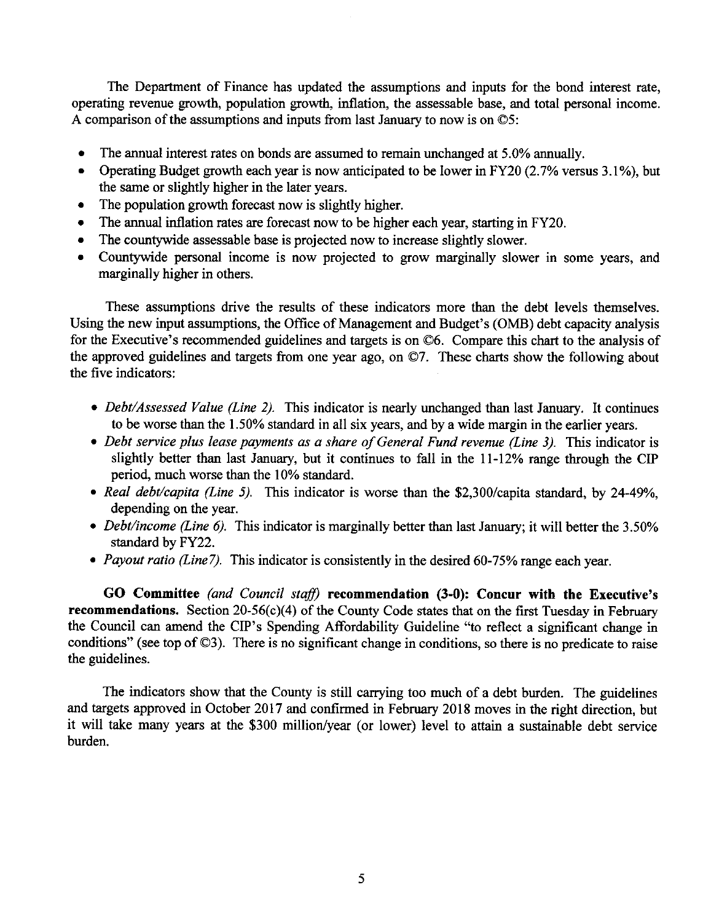The Department of Finance has updated the assumptions and inputs for the bond interest rate, operating revenue growth, population growth, inflation, the assessable base, and total personal income. A comparison of the assumptions and inputs from last January to now is on ©5:

- The annual interest rates on bonds are assumed to remain unchanged at 5.0% annually.
- Operating Budget growth each year is now anticipated to be lower in FY20 (2.7% versus 3.1%), but the same or slightly higher in the later years.
- The population growth forecast now is slightly higher.
- The annual inflation rates are forecast now to be higher each year, starting in FY20.
- The countywide assessable base is projected now to increase slightly slower.
- Countywide personal income is now projected to grow marginally slower in some years, and marginally higher in others.

These assumptions drive the results of these indicators more than the debt levels themselves. Using the new input assumptions, the Office of Management and Budget's (OMB) debt capacity analysis for the Executive's recommended guidelines and targets is on ©6. Compare this chart to the analysis of the approved guidelines and targets from one year ago, on ©7. These charts show the following about the five indicators:

- *Debt/Assessed Value (Line 2).* This indicator is nearly unchanged than last January. It continues to be worse than the 1.50% standard in all six years, and by a wide margin in the earlier years.
- *Debt service plus lease payments as a share of General Fund revenue (Line 3).* This indicator is slightly better than last January, but it continues to fall in the 11-12% range through the CIP period, much worse than the 10% standard.
- *Real debt/capita (Line 5).* This indicator is worse than the $2,300/capita standard, by 24-49%, depending on the year.
- *Debt/income (Line 6).* This indicator is marginally better than last January; it will better the 3.50% standard by FY22.
- *Payout ratio (Line7).* This indicator is consistently in the desired 60-75% range each year.

**GO Committee** *(and Council staff)* **recommendation (3-0): Concur with the Executive's recommendations.** Section 20-56(c)(4) of the County Code states that on the first Tuesday in February the Council can amend the CIP's Spending Affordability Guideline "to reflect a significant change in conditions" (see top of ©3). There is no significant change in conditions, so there is no predicate to raise the guidelines.

The indicators show that the County is still carrying too much of a debt burden. The guidelines and targets approved in October 2017 and confirmed in February 2018 moves in the right direction, but it will take many years at the $300 million/year (or lower) level to attain a sustainable debt service burden.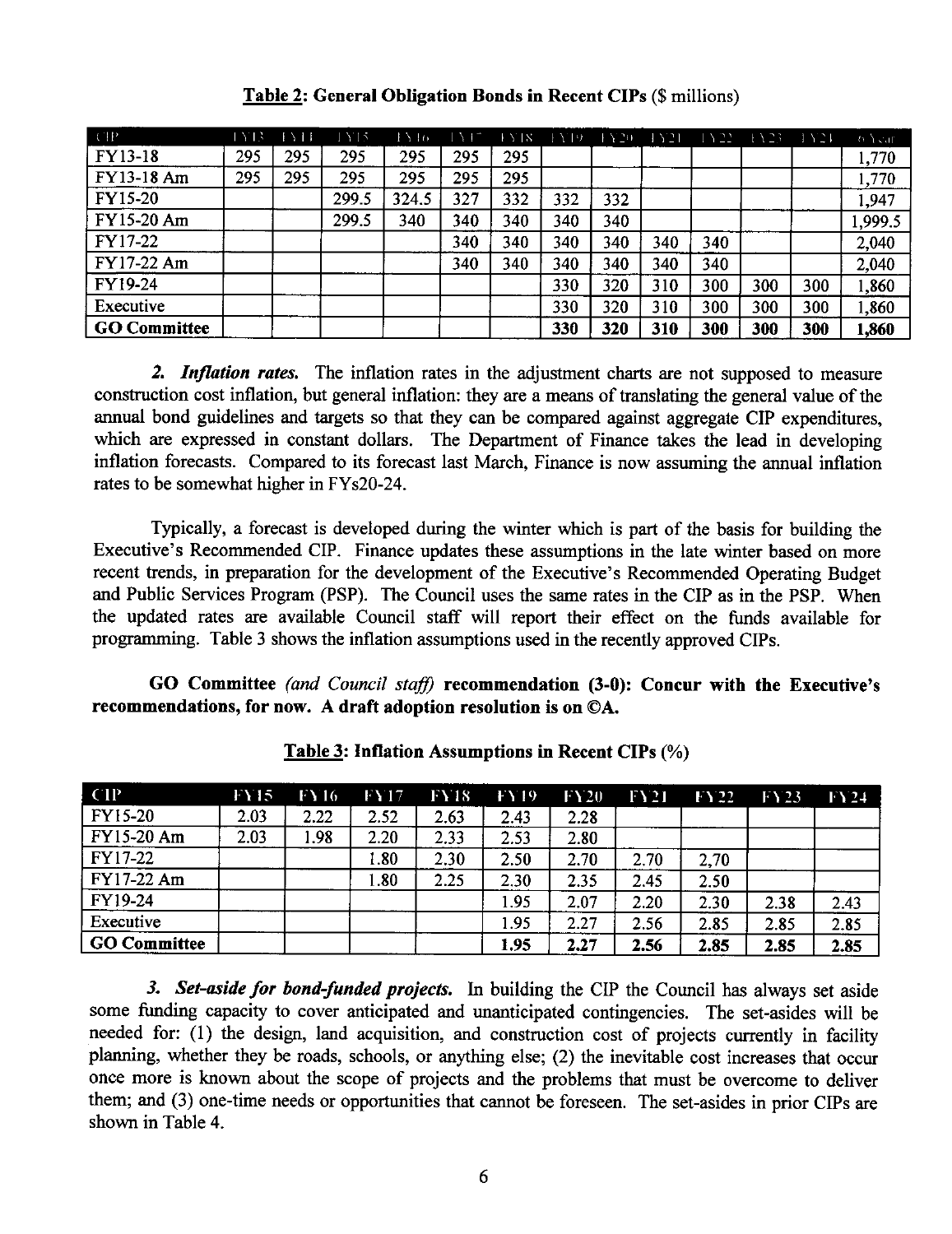**Table 2: General Obligation Bonds in Recent CIPs** ($ millions)

| CIP | FY13 | FY14 | FY15 | FY16 | FY17 | FY18 | FY19 | FY20 | FY21 | FY22 | FY23 | FY24 | 6-Year |
|---|---|---|---|---|---|---|---|---|---|---|---|---|---|
| FY13-18 | 295 | 295 | 295 | 295 | 295 | 295 | | | | | | | 1,770 |
| FY13-18 Am | 295 | 295 | 295 | 295 | 295 | 295 | | | | | | | 1,770 |
| FY15-20 | | | 299.5 | 324.5 | 327 | 332 | 332 | 332 | | | | | 1,947 |
| FY15-20 Am | | | 299.5 | 340 | 340 | 340 | 340 | 340 | | | | | 1,999.5 |
| FY17-22 | | | | | 340 | 340 | 340 | 340 | 340 | 340 | | | 2,040 |
| FY17-22 Am | | | | | 340 | 340 | 340 | 340 | 340 | 340 | | | 2,040 |
| FY19-24 | | | | | | | 330 | 320 | 310 | 300 | 300 | 300 | 1,860 |
| Executive | | | | | | | 330 | 320 | 310 | 300 | 300 | 300 | 1,860 |
| **GO Committee** | | | | | | | **330** | **320** | **310** | **300** | **300** | **300** | **1,860** |

***2. Inflation rates.*** The inflation rates in the adjustment charts are not supposed to measure construction cost inflation, but general inflation: they are a means of translating the general value of the annual bond guidelines and targets so that they can be compared against aggregate CIP expenditures, which are expressed in constant dollars. The Department of Finance takes the lead in developing inflation forecasts. Compared to its forecast last March, Finance is now assuming the annual inflation rates to be somewhat higher in FYs20-24.

Typically, a forecast is developed during the winter which is part of the basis for building the Executive's Recommended CIP. Finance updates these assumptions in the late winter based on more recent trends, in preparation for the development of the Executive's Recommended Operating Budget and Public Services Program (PSP). The Council uses the same rates in the CIP as in the PSP. When the updated rates are available Council staff will report their effect on the funds available for programming. Table 3 shows the inflation assumptions used in the recently approved CIPs.

**GO Committee *(and Council staff)* recommendation (3-0): Concur with the Executive's recommendations, for now. A draft adoption resolution is on ©A.**

**Table 3: Inflation Assumptions in Recent CIPs** (%)

| CIP | FY15 | FY16 | FY17 | FY18 | FY19 | FY20 | FY21 | FY22 | FY23 | FY24 |
|---|---|---|---|---|---|---|---|---|---|---|
| FY15-20 | 2.03 | 2.22 | 2.52 | 2.63 | 2.43 | 2.28 | | | | |
| FY15-20 Am | 2.03 | 1.98 | 2.20 | 2.33 | 2.53 | 2.80 | | | | |
| FY17-22 | | | 1.80 | 2.30 | 2.50 | 2.70 | 2.70 | 2.70 | | |
| FY17-22 Am | | | 1.80 | 2.25 | 2.30 | 2.35 | 2.45 | 2.50 | | |
| FY19-24 | | | | | 1.95 | 2.07 | 2.20 | 2.30 | 2.38 | 2.43 |
| Executive | | | | | 1.95 | 2.27 | 2.56 | 2.85 | 2.85 | 2.85 |
| **GO Committee** | | | | | **1.95** | **2.27** | **2.56** | **2.85** | **2.85** | **2.85** |

***3. Set-aside for bond-funded projects.*** In building the CIP the Council has always set aside some funding capacity to cover anticipated and unanticipated contingencies. The set-asides will be needed for: (1) the design, land acquisition, and construction cost of projects currently in facility planning, whether they be roads, schools, or anything else; (2) the inevitable cost increases that occur once more is known about the scope of projects and the problems that must be overcome to deliver them; and (3) one-time needs or opportunities that cannot be foreseen. The set-asides in prior CIPs are shown in Table 4.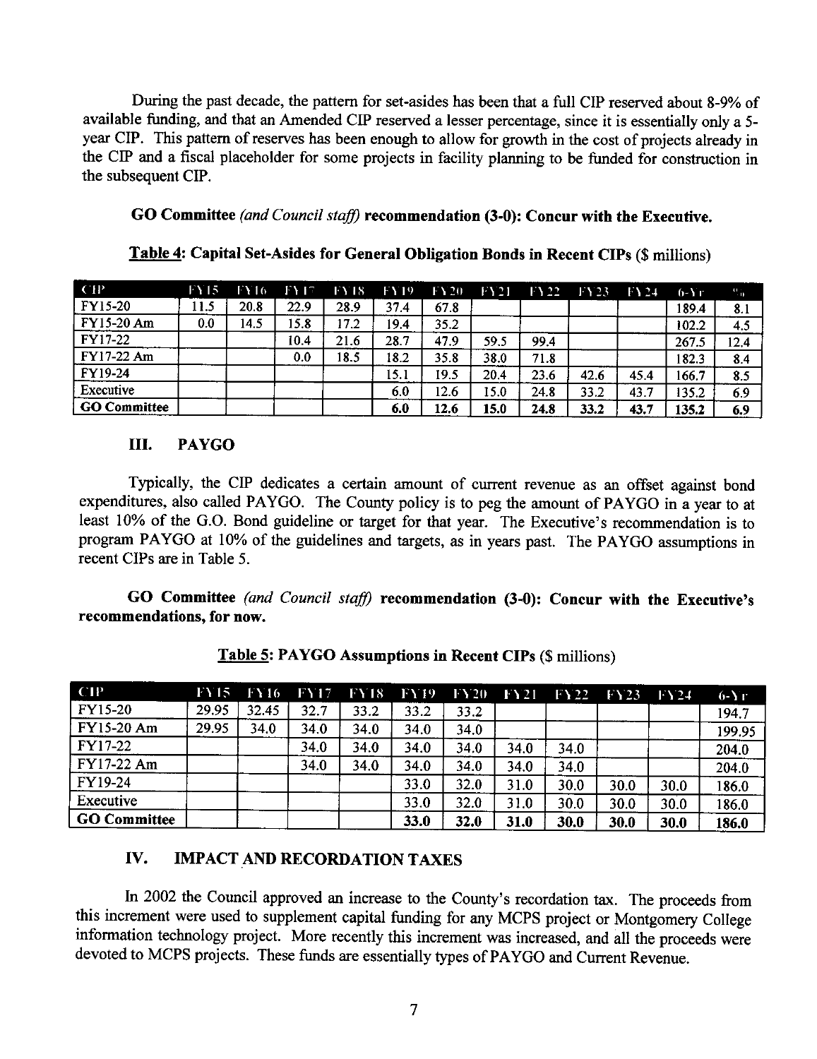During the past decade, the pattern for set-asides has been that a full CIP reserved about 8-9% of available funding, and that an Amended CIP reserved a lesser percentage, since it is essentially only a 5-year CIP. This pattern of reserves has been enough to allow for growth in the cost of projects already in the CIP and a fiscal placeholder for some projects in facility planning to be funded for construction in the subsequent CIP.

**GO Committee** ***(and Council staff)*** **recommendation (3-0): Concur with the Executive.**

**Table 4: Capital Set-Asides for General Obligation Bonds in Recent CIPs** ($ millions)

| CIP | FY15 | FY16 | FY17 | FY18 | FY19 | FY20 | FY21 | FY22 | FY23 | FY24 | 6-Yr | % |
|---|---|---|---|---|---|---|---|---|---|---|---|---|
| FY15-20 | 11.5 | 20.8 | 22.9 | 28.9 | 37.4 | 67.8 | | | | | 189.4 | 8.1 |
| FY15-20 Am | 0.0 | 14.5 | 15.8 | 17.2 | 19.4 | 35.2 | | | | | 102.2 | 4.5 |
| FY17-22 | | | 10.4 | 21.6 | 28.7 | 47.9 | 59.5 | 99.4 | | | 267.5 | 12.4 |
| FY17-22 Am | | | 0.0 | 18.5 | 18.2 | 35.8 | 38.0 | 71.8 | | | 182.3 | 8.4 |
| FY19-24 | | | | | 15.1 | 19.5 | 20.4 | 23.6 | 42.6 | 45.4 | 166.7 | 8.5 |
| Executive | | | | | 6.0 | 12.6 | 15.0 | 24.8 | 33.2 | 43.7 | 135.2 | 6.9 |
| **GO Committee** | | | | | **6.0** | **12.6** | **15.0** | **24.8** | **33.2** | **43.7** | **135.2** | **6.9** |

## III. PAYGO

Typically, the CIP dedicates a certain amount of current revenue as an offset against bond expenditures, also called PAYGO. The County policy is to peg the amount of PAYGO in a year to at least 10% of the G.O. Bond guideline or target for that year. The Executive's recommendation is to program PAYGO at 10% of the guidelines and targets, as in years past. The PAYGO assumptions in recent CIPs are in Table 5.

**GO Committee** ***(and Council staff)*** **recommendation (3-0): Concur with the Executive's recommendations, for now.**

**Table 5: PAYGO Assumptions in Recent CIPs** ($ millions)

| CIP | FY15 | FY16 | FY17 | FY18 | FY19 | FY20 | FY21 | FY22 | FY23 | FY24 | 6-Yr |
|---|---|---|---|---|---|---|---|---|---|---|---|
| FY15-20 | 29.95 | 32.45 | 32.7 | 33.2 | 33.2 | 33.2 | | | | | 194.7 |
| FY15-20 Am | 29.95 | 34.0 | 34.0 | 34.0 | 34.0 | 34.0 | | | | | 199.95 |
| FY17-22 | | | 34.0 | 34.0 | 34.0 | 34.0 | 34.0 | 34.0 | | | 204.0 |
| FY17-22 Am | | | 34.0 | 34.0 | 34.0 | 34.0 | 34.0 | 34.0 | | | 204.0 |
| FY19-24 | | | | | 33.0 | 32.0 | 31.0 | 30.0 | 30.0 | 30.0 | 186.0 |
| Executive | | | | | 33.0 | 32.0 | 31.0 | 30.0 | 30.0 | 30.0 | 186.0 |
| **GO Committee** | | | | | **33.0** | **32.0** | **31.0** | **30.0** | **30.0** | **30.0** | **186.0** |

## IV. IMPACT AND RECORDATION TAXES

In 2002 the Council approved an increase to the County's recordation tax. The proceeds from this increment were used to supplement capital funding for any MCPS project or Montgomery College information technology project. More recently this increment was increased, and all the proceeds were devoted to MCPS projects. These funds are essentially types of PAYGO and Current Revenue.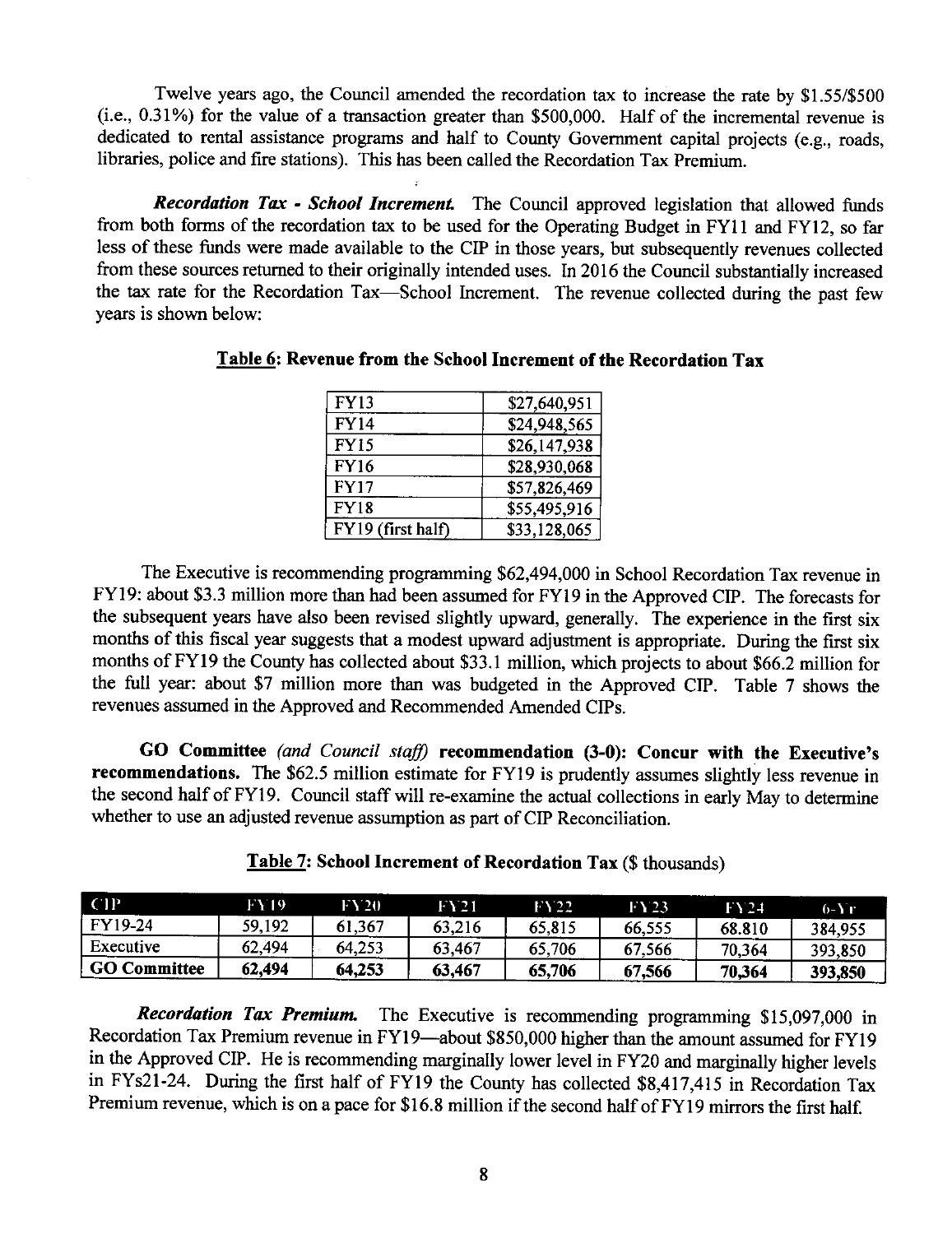Twelve years ago, the Council amended the recordation tax to increase the rate by $1.55/$500 (i.e., 0.31%) for the value of a transaction greater than $500,000. Half of the incremental revenue is dedicated to rental assistance programs and half to County Government capital projects (e.g., roads, libraries, police and fire stations). This has been called the Recordation Tax Premium.

***Recordation Tax - School Increment.*** The Council approved legislation that allowed funds from both forms of the recordation tax to be used for the Operating Budget in FY11 and FY12, so far less of these funds were made available to the CIP in those years, but subsequently revenues collected from these sources returned to their originally intended uses. In 2016 the Council substantially increased the tax rate for the Recordation Tax—School Increment. The revenue collected during the past few years is shown below:

**Table 6: Revenue from the School Increment of the Recordation Tax**

| | |
|---|---|
| FY13 | $27,640,951 |
| FY14 | $24,948,565 |
| FY15 | $26,147,938 |
| FY16 | $28,930,068 |
| FY17 | $57,826,469 |
| FY18 | $55,495,916 |
| FY19 (first half) | $33,128,065 |

The Executive is recommending programming $62,494,000 in School Recordation Tax revenue in FY19: about $3.3 million more than had been assumed for FY19 in the Approved CIP. The forecasts for the subsequent years have also been revised slightly upward, generally. The experience in the first six months of this fiscal year suggests that a modest upward adjustment is appropriate. During the first six months of FY19 the County has collected about $33.1 million, which projects to about $66.2 million for the full year: about $7 million more than was budgeted in the Approved CIP. Table 7 shows the revenues assumed in the Approved and Recommended Amended CIPs.

**GO Committee** ***(and Council staff)*** **recommendation (3-0): Concur with the Executive's recommendations.** The $62.5 million estimate for FY19 is prudently assumes slightly less revenue in the second half of FY19. Council staff will re-examine the actual collections in early May to determine whether to use an adjusted revenue assumption as part of CIP Reconciliation.

**Table 7: School Increment of Recordation Tax ($ thousands)**

| CIP | FY19 | FY20 | FY21 | FY22 | FY23 | FY24 | 6-Yr |
|---|---|---|---|---|---|---|---|
| FY19-24 | 59,192 | 61,367 | 63,216 | 65,815 | 66,555 | 68.810 | 384,955 |
| Executive | 62,494 | 64,253 | 63,467 | 65,706 | 67,566 | 70,364 | 393,850 |
| **GO Committee** | **62,494** | **64,253** | **63,467** | **65,706** | **67,566** | **70,364** | **393,850** |

***Recordation Tax Premium.*** The Executive is recommending programming $15,097,000 in Recordation Tax Premium revenue in FY19—about $850,000 higher than the amount assumed for FY19 in the Approved CIP. He is recommending marginally lower level in FY20 and marginally higher levels in FYs21-24. During the first half of FY19 the County has collected $8,417,415 in Recordation Tax Premium revenue, which is on a pace for $16.8 million if the second half of FY19 mirrors the first half.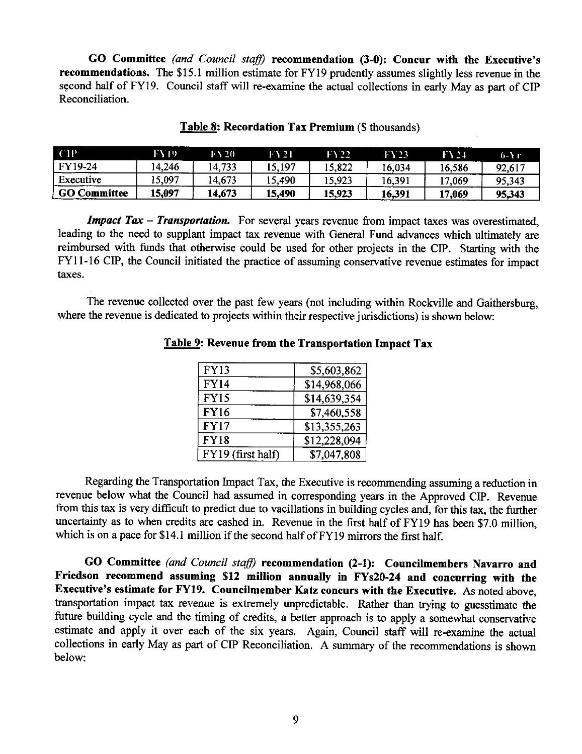**GO Committee** *(and Council staff)* **recommendation (3-0): Concur with the Executive's recommendations.** The $15.1 million estimate for FY19 prudently assumes slightly less revenue in the second half of FY19. Council staff will re-examine the actual collections in early May as part of CIP Reconciliation.

**Table 8: Recordation Tax Premium** ($ thousands)

| CIP | FY19 | FY20 | FY21 | FY22 | FY23 | FY24 | 6-Yr |
|---|---|---|---|---|---|---|---|
| FY19-24 | 14,246 | 14,733 | 15,197 | 15,822 | 16,034 | 16,586 | 92,617 |
| Executive | 15,097 | 14,673 | 15,490 | 15,923 | 16,391 | 17,069 | 95,343 |
| **GO Committee** | **15,097** | **14,673** | **15,490** | **15,923** | **16,391** | **17,069** | **95,343** |

***Impact Tax – Transportation.*** For several years revenue from impact taxes was overestimated, leading to the need to supplant impact tax revenue with General Fund advances which ultimately are reimbursed with funds that otherwise could be used for other projects in the CIP. Starting with the FY11-16 CIP, the Council initiated the practice of assuming conservative revenue estimates for impact taxes.

The revenue collected over the past few years (not including within Rockville and Gaithersburg, where the revenue is dedicated to projects within their respective jurisdictions) is shown below:

**Table 9: Revenue from the Transportation Impact Tax**

| | |
|---|---|
| FY13 | $5,603,862 |
| FY14 | $14,968,066 |
| FY15 | $14,639,354 |
| FY16 | $7,460,558 |
| FY17 | $13,355,263 |
| FY18 | $12,228,094 |
| FY19 (first half) | $7,047,808 |

Regarding the Transportation Impact Tax, the Executive is recommending assuming a reduction in revenue below what the Council had assumed in corresponding years in the Approved CIP. Revenue from this tax is very difficult to predict due to vacillations in building cycles and, for this tax, the further uncertainty as to when credits are cashed in. Revenue in the first half of FY19 has been $7.0 million, which is on a pace for $14.1 million if the second half of FY19 mirrors the first half.

**GO Committee** *(and Council staff)* **recommendation (2-1): Councilmembers Navarro and Friedson recommend assuming $12 million annually in FYs20-24 and concurring with the Executive's estimate for FY19. Councilmember Katz concurs with the Executive.** As noted above, transportation impact tax revenue is extremely unpredictable. Rather than trying to guesstimate the future building cycle and the timing of credits, a better approach is to apply a somewhat conservative estimate and apply it over each of the six years. Again, Council staff will re-examine the actual collections in early May as part of CIP Reconciliation. A summary of the recommendations is shown below: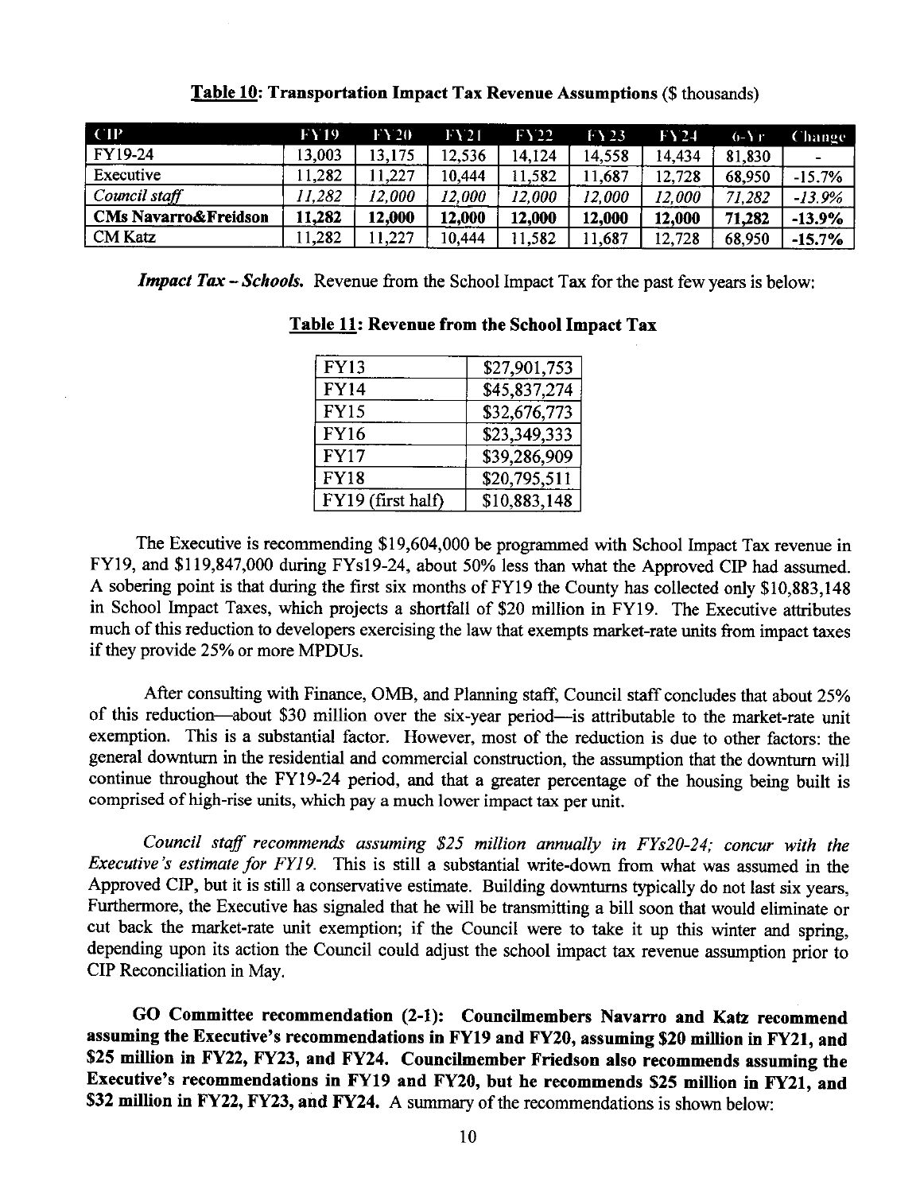**Table 10: Transportation Impact Tax Revenue Assumptions** ($ thousands)

| CIP | FY19 | FY20 | FY21 | FY22 | FY23 | FY24 | 6-Yr | Change |
|---|---|---|---|---|---|---|---|---|
| FY19-24 | 13,003 | 13,175 | 12,536 | 14,124 | 14,558 | 14,434 | 81,830 | - |
| Executive | 11,282 | 11,227 | 10,444 | 11,582 | 11,687 | 12,728 | 68,950 | -15.7% |
| *Council staff* | *11,282* | *12,000* | *12,000* | *12,000* | *12,000* | *12,000* | *71,282* | *-13.9%* |
| **CMs Navarro&Freidson** | **11,282** | **12,000** | **12,000** | **12,000** | **12,000** | **12,000** | **71,282** | **-13.9%** |
| CM Katz | 11,282 | 11,227 | 10,444 | 11,582 | 11,687 | 12,728 | 68,950 | -15.7% |

***Impact Tax – Schools.*** Revenue from the School Impact Tax for the past few years is below:

**Table 11: Revenue from the School Impact Tax**

| | |
|---|---|
| FY13 | $27,901,753 |
| FY14 | $45,837,274 |
| FY15 | $32,676,773 |
| FY16 | $23,349,333 |
| FY17 | $39,286,909 |
| FY18 | $20,795,511 |
| FY19 (first half) | $10,883,148 |

The Executive is recommending $19,604,000 be programmed with School Impact Tax revenue in FY19, and $119,847,000 during FYs19-24, about 50% less than what the Approved CIP had assumed. A sobering point is that during the first six months of FY19 the County has collected only $10,883,148 in School Impact Taxes, which projects a shortfall of $20 million in FY19. The Executive attributes much of this reduction to developers exercising the law that exempts market-rate units from impact taxes if they provide 25% or more MPDUs.

After consulting with Finance, OMB, and Planning staff, Council staff concludes that about 25% of this reduction—about $30 million over the six-year period—is attributable to the market-rate unit exemption. This is a substantial factor. However, most of the reduction is due to other factors: the general downturn in the residential and commercial construction, the assumption that the downturn will continue throughout the FY19-24 period, and that a greater percentage of the housing being built is comprised of high-rise units, which pay a much lower impact tax per unit.

*Council staff recommends assuming $25 million annually in FYs20-24; concur with the Executive's estimate for FY19.* This is still a substantial write-down from what was assumed in the Approved CIP, but it is still a conservative estimate. Building downturns typically do not last six years, Furthermore, the Executive has signaled that he will be transmitting a bill soon that would eliminate or cut back the market-rate unit exemption; if the Council were to take it up this winter and spring, depending upon its action the Council could adjust the school impact tax revenue assumption prior to CIP Reconciliation in May.

**GO Committee recommendation (2-1): Councilmembers Navarro and Katz recommend assuming the Executive's recommendations in FY19 and FY20, assuming $20 million in FY21, and $25 million in FY22, FY23, and FY24. Councilmember Friedson also recommends assuming the Executive's recommendations in FY19 and FY20, but he recommends $25 million in FY21, and $32 million in FY22, FY23, and FY24.** A summary of the recommendations is shown below: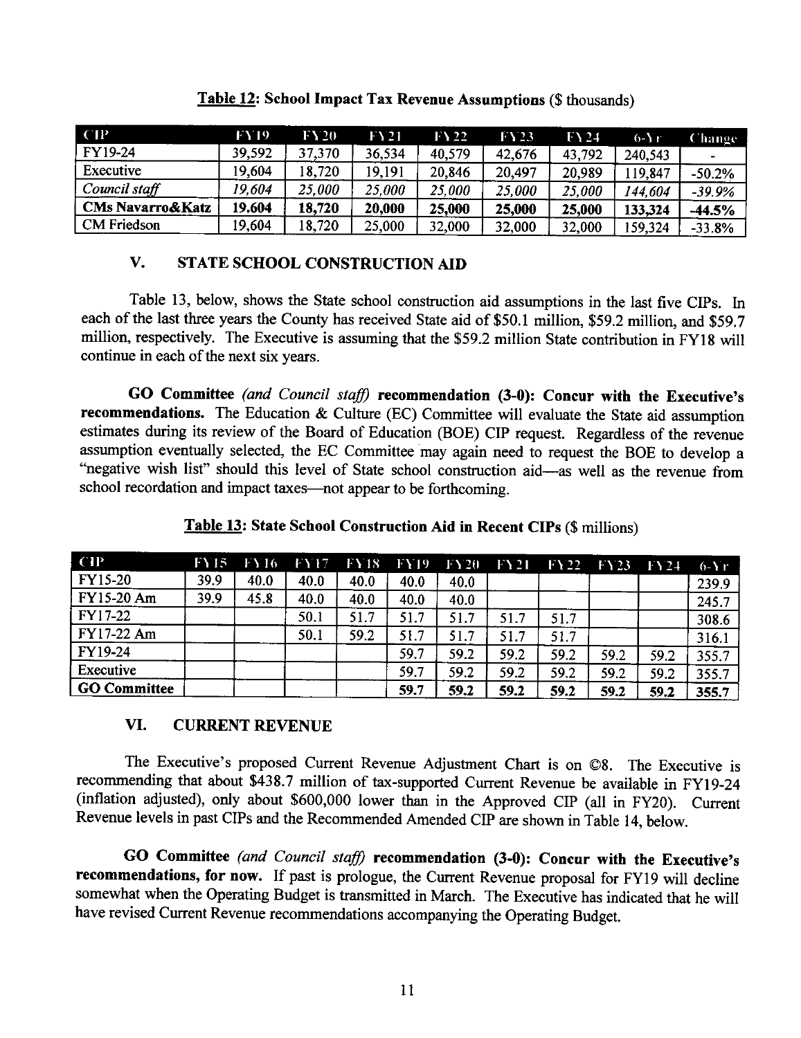**Table 12: School Impact Tax Revenue Assumptions** ($ thousands)

| CIP | FY19 | FY20 | FY21 | FY22 | FY23 | FY24 | 6-Yr | Change |
|---|---|---|---|---|---|---|---|---|
| FY19-24 | 39,592 | 37,370 | 36,534 | 40,579 | 42,676 | 43,792 | 240,543 | - |
| Executive | 19,604 | 18,720 | 19,191 | 20,846 | 20,497 | 20,989 | 119,847 | -50.2% |
| *Council staff* | *19,604* | *25,000* | *25,000* | *25,000* | *25,000* | *25,000* | *144,604* | *-39.9%* |
| **CMs Navarro&Katz** | **19,604** | **18,720** | **20,000** | **25,000** | **25,000** | **25,000** | **133,324** | **-44.5%** |
| CM Friedson | 19,604 | 18,720 | 25,000 | 32,000 | 32,000 | 32,000 | 159,324 | -33.8% |

## V. STATE SCHOOL CONSTRUCTION AID

Table 13, below, shows the State school construction aid assumptions in the last five CIPs. In each of the last three years the County has received State aid of $50.1 million, $59.2 million, and $59.7 million, respectively. The Executive is assuming that the $59.2 million State contribution in FY18 will continue in each of the next six years.

**GO Committee** *(and Council staff)* **recommendation (3-0): Concur with the Executive's recommendations.** The Education & Culture (EC) Committee will evaluate the State aid assumption estimates during its review of the Board of Education (BOE) CIP request. Regardless of the revenue assumption eventually selected, the EC Committee may again need to request the BOE to develop a "negative wish list" should this level of State school construction aid—as well as the revenue from school recordation and impact taxes—not appear to be forthcoming.

**Table 13: State School Construction Aid in Recent CIPs** ($ millions)

| CIP | FY15 | FY16 | FY17 | FY18 | FY19 | FY20 | FY21 | FY22 | FY23 | FY24 | 6-Yr |
|---|---|---|---|---|---|---|---|---|---|---|---|
| FY15-20 | 39.9 | 40.0 | 40.0 | 40.0 | 40.0 | 40.0 | | | | | 239.9 |
| FY15-20 Am | 39.9 | 45.8 | 40.0 | 40.0 | 40.0 | 40.0 | | | | | 245.7 |
| FY17-22 | | | 50.1 | 51.7 | 51.7 | 51.7 | 51.7 | 51.7 | | | 308.6 |
| FY17-22 Am | | | 50.1 | 59.2 | 51.7 | 51.7 | 51.7 | 51.7 | | | 316.1 |
| FY19-24 | | | | | 59.7 | 59.2 | 59.2 | 59.2 | 59.2 | 59.2 | 355.7 |
| Executive | | | | | 59.7 | 59.2 | 59.2 | 59.2 | 59.2 | 59.2 | 355.7 |
| **GO Committee** | | | | | **59.7** | **59.2** | **59.2** | **59.2** | **59.2** | **59.2** | **355.7** |

## VI. CURRENT REVENUE

The Executive's proposed Current Revenue Adjustment Chart is on ©8. The Executive is recommending that about $438.7 million of tax-supported Current Revenue be available in FY19-24 (inflation adjusted), only about $600,000 lower than in the Approved CIP (all in FY20). Current Revenue levels in past CIPs and the Recommended Amended CIP are shown in Table 14, below.

**GO Committee** *(and Council staff)* **recommendation (3-0): Concur with the Executive's recommendations, for now.** If past is prologue, the Current Revenue proposal for FY19 will decline somewhat when the Operating Budget is transmitted in March. The Executive has indicated that he will have revised Current Revenue recommendations accompanying the Operating Budget.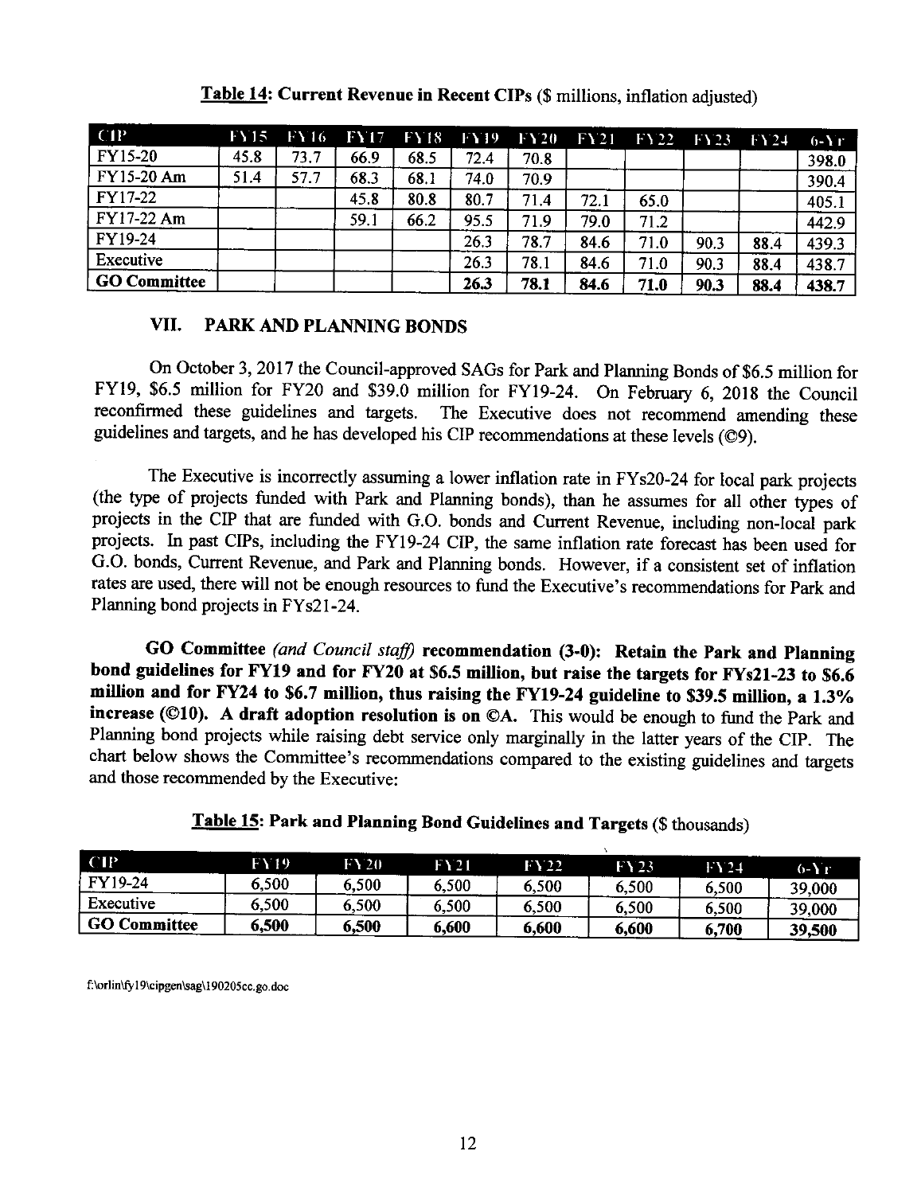**Table 14: Current Revenue in Recent CIPs** ($ millions, inflation adjusted)

| CIP | FY15 | FY16 | FY17 | FY18 | FY19 | FY20 | FY21 | FY22 | FY23 | FY24 | 6-Yr |
|---|---|---|---|---|---|---|---|---|---|---|---|
| FY15-20 | 45.8 | 73.7 | 66.9 | 68.5 | 72.4 | 70.8 | | | | | 398.0 |
| FY15-20 Am | 51.4 | 57.7 | 68.3 | 68.1 | 74.0 | 70.9 | | | | | 390.4 |
| FY17-22 | | | 45.8 | 80.8 | 80.7 | 71.4 | 72.1 | 65.0 | | | 405.1 |
| FY17-22 Am | | | 59.1 | 66.2 | 95.5 | 71.9 | 79.0 | 71.2 | | | 442.9 |
| FY19-24 | | | | | 26.3 | 78.7 | 84.6 | 71.0 | 90.3 | 88.4 | 439.3 |
| Executive | | | | | 26.3 | 78.1 | 84.6 | 71.0 | 90.3 | 88.4 | 438.7 |
| **GO Committee** | | | | | **26.3** | **78.1** | **84.6** | **71.0** | **90.3** | **88.4** | **438.7** |

## VII. PARK AND PLANNING BONDS

On October 3, 2017 the Council-approved SAGs for Park and Planning Bonds of $6.5 million for FY19, $6.5 million for FY20 and $39.0 million for FY19-24. On February 6, 2018 the Council reconfirmed these guidelines and targets. The Executive does not recommend amending these guidelines and targets, and he has developed his CIP recommendations at these levels (©9).

The Executive is incorrectly assuming a lower inflation rate in FYs20-24 for local park projects (the type of projects funded with Park and Planning bonds), than he assumes for all other types of projects in the CIP that are funded with G.O. bonds and Current Revenue, including non-local park projects. In past CIPs, including the FY19-24 CIP, the same inflation rate forecast has been used for G.O. bonds, Current Revenue, and Park and Planning bonds. However, if a consistent set of inflation rates are used, there will not be enough resources to fund the Executive's recommendations for Park and Planning bond projects in FYs21-24.

**GO Committee** *(and Council staff)* **recommendation (3-0): Retain the Park and Planning bond guidelines for FY19 and for FY20 at $6.5 million, but raise the targets for FYs21-23 to $6.6 million and for FY24 to $6.7 million, thus raising the FY19-24 guideline to $39.5 million, a 1.3% increase (©10). A draft adoption resolution is on ©A.** This would be enough to fund the Park and Planning bond projects while raising debt service only marginally in the latter years of the CIP. The chart below shows the Committee's recommendations compared to the existing guidelines and targets and those recommended by the Executive:

**Table 15: Park and Planning Bond Guidelines and Targets** ($ thousands)

| CIP | FY19 | FY20 | FY21 | FY22 | FY23 | FY24 | 6-Yr |
|---|---|---|---|---|---|---|---|
| FY19-24 | 6,500 | 6,500 | 6,500 | 6,500 | 6,500 | 6,500 | 39,000 |
| Executive | 6,500 | 6,500 | 6,500 | 6,500 | 6,500 | 6,500 | 39,000 |
| **GO Committee** | **6,500** | **6,500** | **6,600** | **6,600** | **6,600** | **6,700** | **39,500** |

f:\orlin\fy19\cipgen\sag\190205cc.go.doc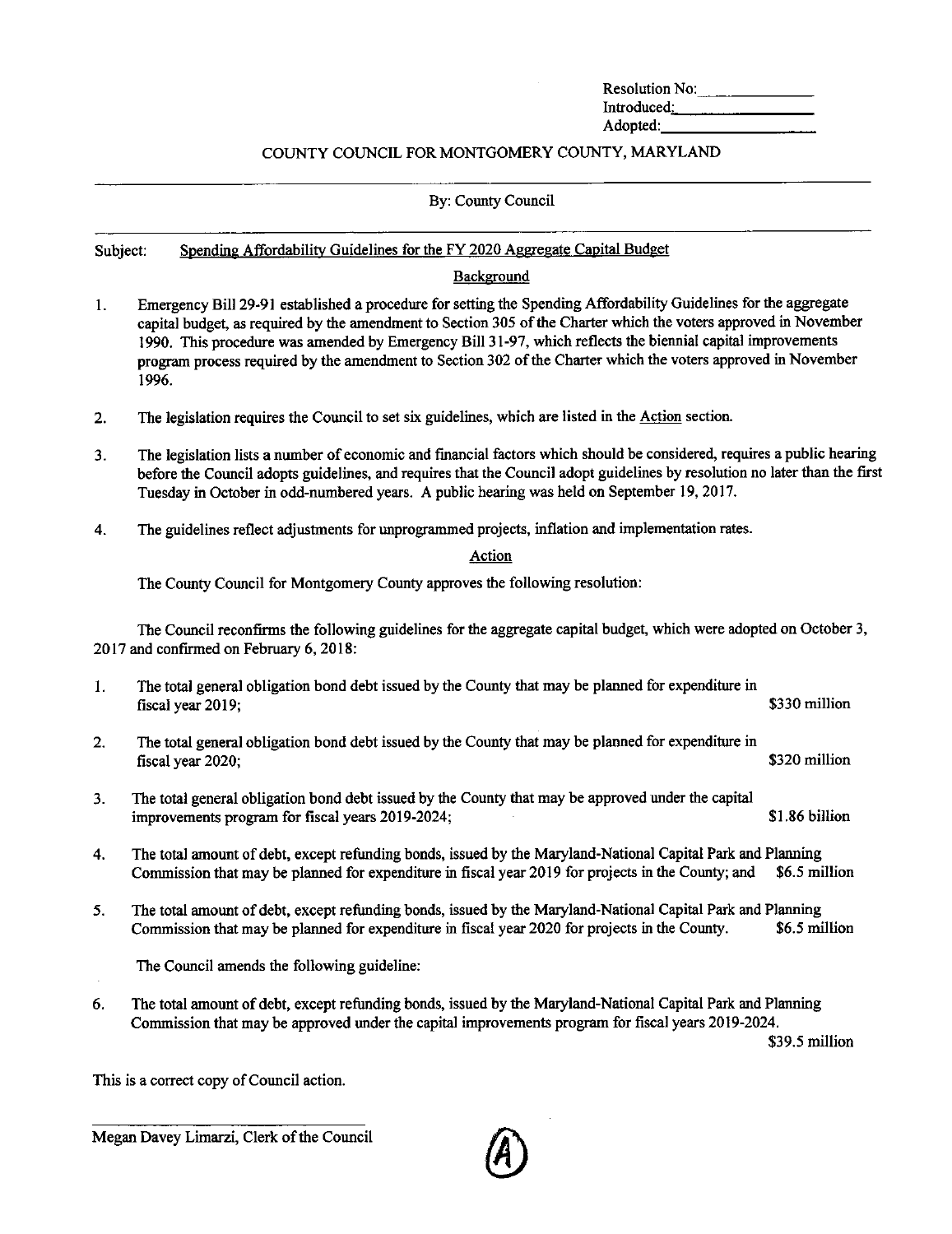Resolution No: ____________
Introduced: ____________
Adopted: ____________

COUNTY COUNCIL FOR MONTGOMERY COUNTY, MARYLAND

---

By: County Council

---

Subject: Spending Affordability Guidelines for the FY 2020 Aggregate Capital Budget

## Background

1. Emergency Bill 29-91 established a procedure for setting the Spending Affordability Guidelines for the aggregate capital budget, as required by the amendment to Section 305 of the Charter which the voters approved in November 1990. This procedure was amended by Emergency Bill 31-97, which reflects the biennial capital improvements program process required by the amendment to Section 302 of the Charter which the voters approved in November 1996.

2. The legislation requires the Council to set six guidelines, which are listed in the Action section.

3. The legislation lists a number of economic and financial factors which should be considered, requires a public hearing before the Council adopts guidelines, and requires that the Council adopt guidelines by resolution no later than the first Tuesday in October in odd-numbered years. A public hearing was held on September 19, 2017.

4. The guidelines reflect adjustments for unprogrammed projects, inflation and implementation rates.

## Action

The County Council for Montgomery County approves the following resolution:

The Council reconfirms the following guidelines for the aggregate capital budget, which were adopted on October 3, 2017 and confirmed on February 6, 2018:

1. The total general obligation bond debt issued by the County that may be planned for expenditure in fiscal year 2019; $330 million

2. The total general obligation bond debt issued by the County that may be planned for expenditure in fiscal year 2020; $320 million

3. The total general obligation bond debt issued by the County that may be approved under the capital improvements program for fiscal years 2019-2024; $1.86 billion

4. The total amount of debt, except refunding bonds, issued by the Maryland-National Capital Park and Planning Commission that may be planned for expenditure in fiscal year 2019 for projects in the County; and $6.5 million

5. The total amount of debt, except refunding bonds, issued by the Maryland-National Capital Park and Planning Commission that may be planned for expenditure in fiscal year 2020 for projects in the County. $6.5 million

The Council amends the following guideline:

6. The total amount of debt, except refunding bonds, issued by the Maryland-National Capital Park and Planning Commission that may be approved under the capital improvements program for fiscal years 2019-2024. $39.5 million

This is a correct copy of Council action.

_______________________________
Megan Davey Limarzi, Clerk of the Council

(A)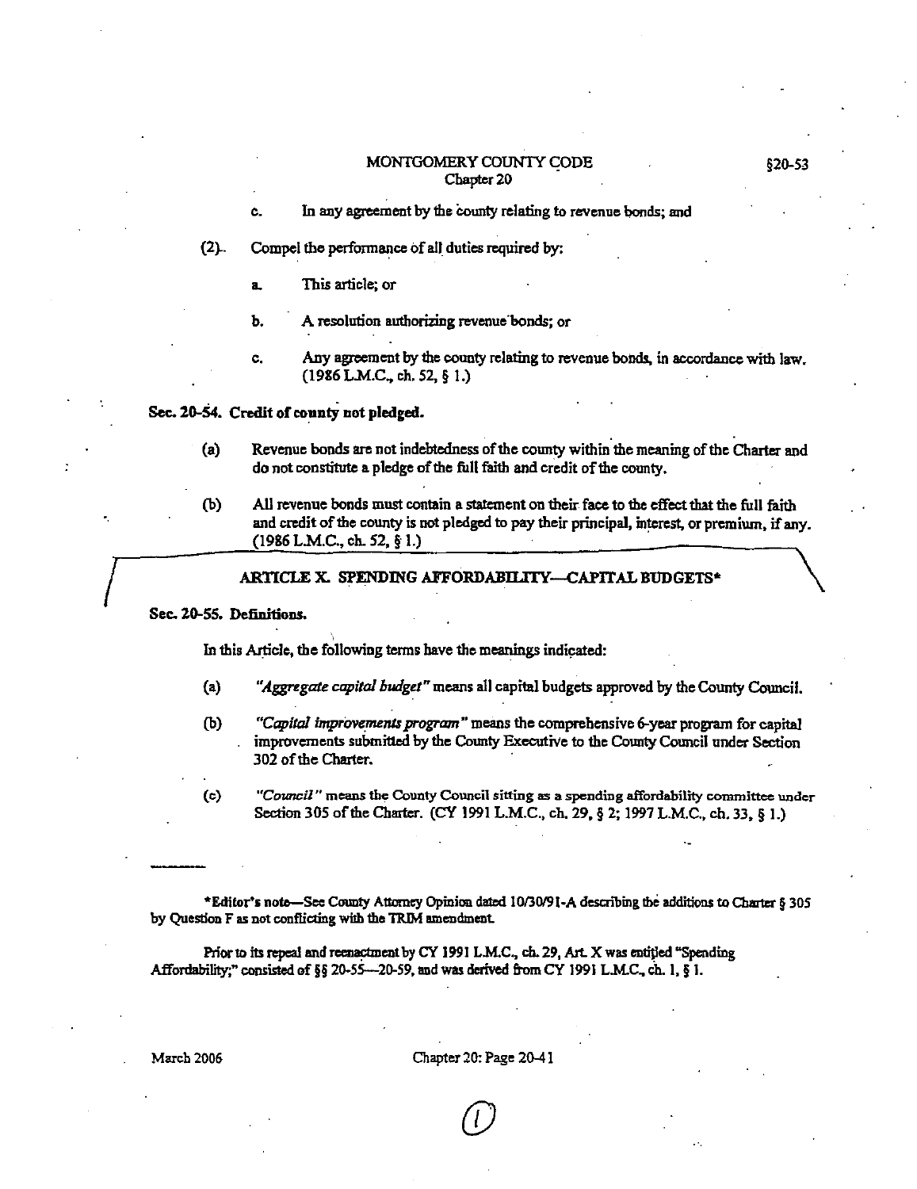c. In any agreement by the county relating to revenue bonds; and

(2). Compel the performance of all duties required by:

a. This article; or

b. A resolution authorizing revenue bonds; or

c. Any agreement by the county relating to revenue bonds, in accordance with law. (1986 L.M.C., ch. 52, § 1.)

**Sec. 20-54. Credit of county not pledged.**

(a) Revenue bonds are not indebtedness of the county within the meaning of the Charter and do not constitute a pledge of the full faith and credit of the county.

(b) All revenue bonds must contain a statement on their face to the effect that the full faith and credit of the county is not pledged to pay their principal, interest, or premium, if any. (1986 L.M.C., ch. 52, § 1.)

## ARTICLE X. SPENDING AFFORDABILITY—CAPITAL BUDGETS*

**Sec. 20-55. Definitions.**

In this Article, the following terms have the meanings indicated:

(a) *"Aggregate capital budget"* means all capital budgets approved by the County Council.

(b) *"Capital improvements program"* means the comprehensive 6-year program for capital improvements submitted by the County Executive to the County Council under Section 302 of the Charter.

(c) *"Council"* means the County Council sitting as a spending affordability committee under Section 305 of the Charter. (CY 1991 L.M.C., ch. 29, § 2; 1997 L.M.C., ch. 33, § 1.)

---

*Editor's note—See County Attorney Opinion dated 10/30/91-A describing the additions to Charter § 305 by Question F as not conflicting with the TRIM amendment.

Prior to its repeal and reenactment by CY 1991 L.M.C., ch. 29, Art. X was entitled "Spending Affordability;" consisted of §§ 20-55—20-59, and was derived from CY 1991 L.M.C., ch. 1, § 1.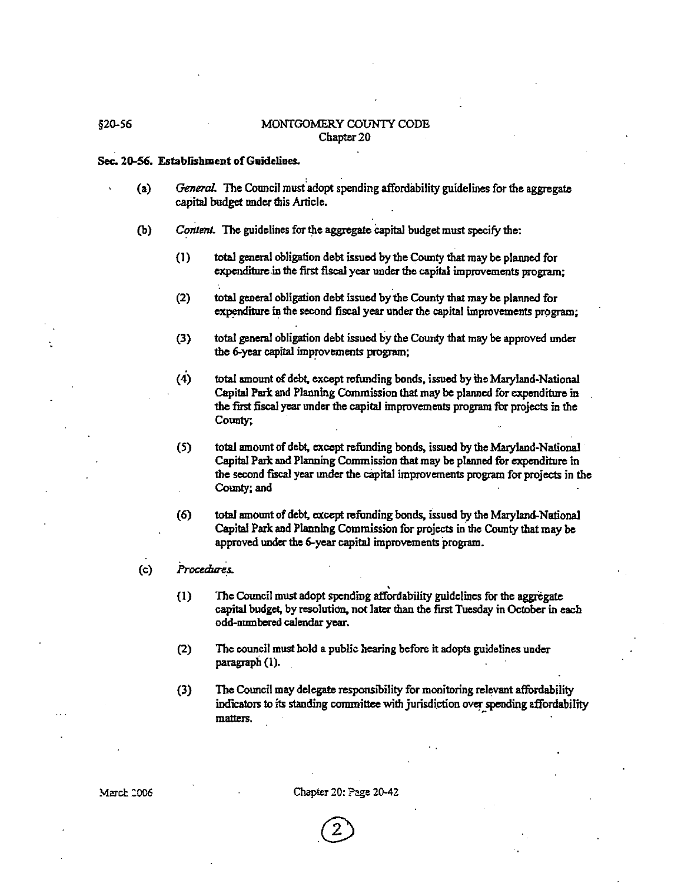## Sec. 20-56. Establishment of Guidelines.

(a) *General.* The Council must adopt spending affordability guidelines for the aggregate capital budget under this Article.

(b) *Content.* The guidelines for the aggregate capital budget must specify the:

(1) total general obligation debt issued by the County that may be planned for expenditure in the first fiscal year under the capital improvements program;

(2) total general obligation debt issued by the County that may be planned for expenditure in the second fiscal year under the capital improvements program;

(3) total general obligation debt issued by the County that may be approved under the 6-year capital improvements program;

(4) total amount of debt, except refunding bonds, issued by the Maryland-National Capital Park and Planning Commission that may be planned for expenditure in the first fiscal year under the capital improvements program for projects in the County;

(5) total amount of debt, except refunding bonds, issued by the Maryland-National Capital Park and Planning Commission that may be planned for expenditure in the second fiscal year under the capital improvements program for projects in the County; and

(6) total amount of debt, except refunding bonds, issued by the Maryland-National Capital Park and Planning Commission for projects in the County that may be approved under the 6-year capital improvements program.

(c) *Procedures.*

(1) The Council must adopt spending affordability guidelines for the aggregate capital budget, by resolution, not later than the first Tuesday in October in each odd-numbered calendar year.

(2) The council must hold a public hearing before it adopts guidelines under paragraph (1).

(3) The Council may delegate responsibility for monitoring relevant affordability indicators to its standing committee with jurisdiction over spending affordability matters.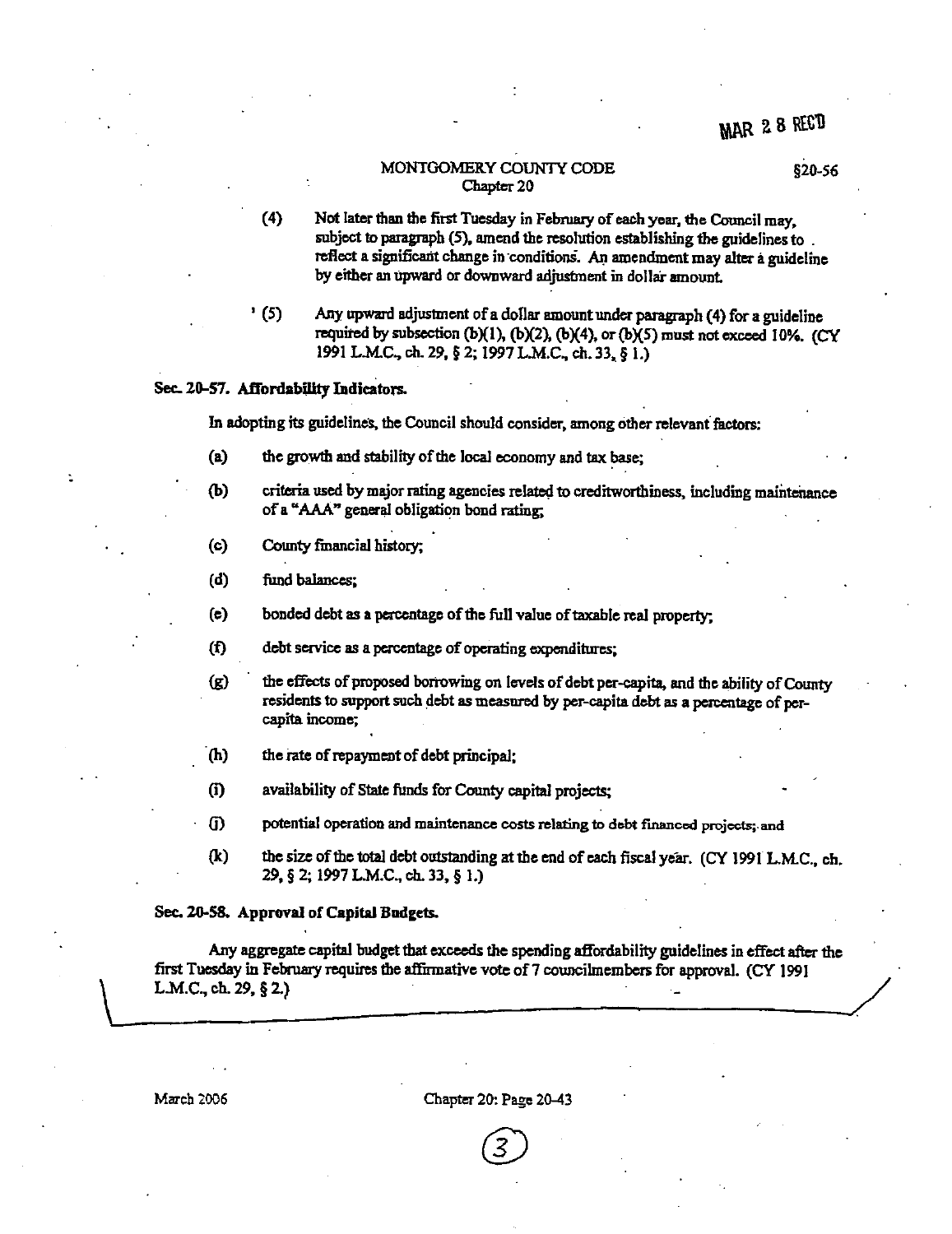(4) Not later than the first Tuesday in February of each year, the Council may, subject to paragraph (5), amend the resolution establishing the guidelines to reflect a significant change in conditions. An amendment may alter a guideline by either an upward or downward adjustment in dollar amount.

(5) Any upward adjustment of a dollar amount under paragraph (4) for a guideline required by subsection (b)(1), (b)(2), (b)(4), or (b)(5) must not exceed 10%. (CY 1991 L.M.C., ch. 29, § 2; 1997 L.M.C., ch. 33, § 1.)

**Sec. 20-57. Affordability Indicators.**

In adopting its guidelines, the Council should consider, among other relevant factors:

(a) the growth and stability of the local economy and tax base;

(b) criteria used by major rating agencies related to creditworthiness, including maintenance of a "AAA" general obligation bond rating;

(c) County financial history;

(d) fund balances;

(e) bonded debt as a percentage of the full value of taxable real property;

(f) debt service as a percentage of operating expenditures;

(g) the effects of proposed borrowing on levels of debt per-capita, and the ability of County residents to support such debt as measured by per-capita debt as a percentage of per-capita income;

(h) the rate of repayment of debt principal;

(i) availability of State funds for County capital projects;

(j) potential operation and maintenance costs relating to debt financed projects; and

(k) the size of the total debt outstanding at the end of each fiscal year. (CY 1991 L.M.C., ch. 29, § 2; 1997 L.M.C., ch. 33, § 1.)

**Sec. 20-58. Approval of Capital Budgets.**

Any aggregate capital budget that exceeds the spending affordability guidelines in effect after the first Tuesday in February requires the affirmative vote of 7 councilmembers for approval. (CY 1991 L.M.C., ch. 29, § 2.)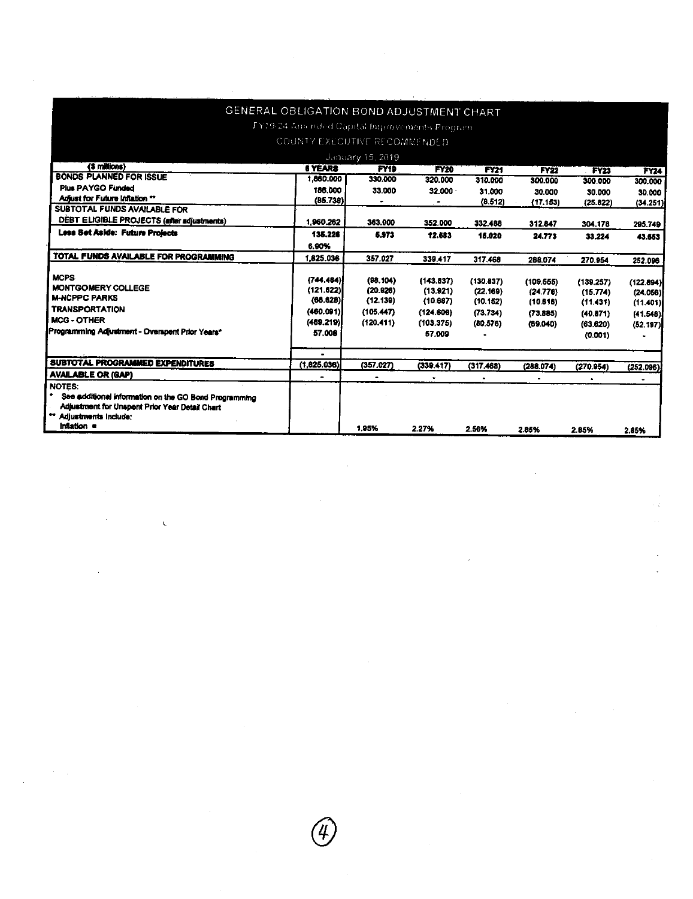# GENERAL OBLIGATION BOND ADJUSTMENT CHART

FY19-24 Amended Capital Improvements Program

COUNTY EXECUTIVE RECOMMENDED

January 15, 2019

| ($ millions) | 6 YEARS | FY19 | FY20 | FY21 | FY22 | FY23 | FY24 |
|---|---|---|---|---|---|---|---|
| **BONDS PLANNED FOR ISSUE** | 1,860.000 | 330.000 | 320.000 | 310.000 | 300.000 | 300.000 | 300.000 |
| Plus PAYGO Funded | 186.000 | 33.000 | 32.000 | 31.000 | 30.000 | 30.000 | 30.000 |
| Adjust for Future Inflation ** | (85.738) | - | - | (8.512) | (17.153) | (25.822) | (34.251) |
| **SUBTOTAL FUNDS AVAILABLE FOR DEBT ELIGIBLE PROJECTS (after adjustments)** | 1,960.262 | 363.000 | 352.000 | 332.488 | 312.847 | 304.178 | 295.749 |
| **Less Set Aside: Future Projects** | 135.226 | 5.973 | 12.583 | 15.020 | 24.773 | 33.224 | 43.653 |
| | 6.90% | | | | | | |
| **TOTAL FUNDS AVAILABLE FOR PROGRAMMING** | 1,825.036 | 357.027 | 339.417 | 317.468 | 288.074 | 270.954 | 252.096 |
| MCPS | (744.484) | (98.104) | (143.837) | (130.837) | (109.555) | (139.257) | (122.894) |
| MONTGOMERY COLLEGE | (121.622) | (20.926) | (13.921) | (22.169) | (24.778) | (15.774) | (24.056) |
| M-NCPPC PARKS | (66.628) | (12.139) | (10.687) | (10.152) | (10.818) | (11.431) | (11.401) |
| TRANSPORTATION | (460.091) | (105.447) | (124.606) | (73.734) | (73.885) | (40.871) | (41.548) |
| MCG - OTHER | (489.219) | (120.411) | (103.375) | (80.576) | (69.040) | (63.620) | (52.197) |
| Programming Adjustment - Overspent Prior Years* | 57.008 | | 57.009 | - | | (0.001) | - |
| | - | | | | | | |
| **SUBTOTAL PROGRAMMED EXPENDITURES** | (1,825.036) | (357.027) | (339.417) | (317.468) | (288.074) | (270.954) | (252.096) |
| **AVAILABLE OR (GAP)** | - | - | - | - | - | - | - |
| **NOTES:** | | | | | | | |
| * See additional information on the GO Bond Programming Adjustment for Unspent Prior Year Detail Chart | | | | | | | |
| ** Adjustments Include: | | | | | | | |
| Inflation = | | 1.95% | 2.27% | 2.56% | 2.65% | 2.65% | 2.65% |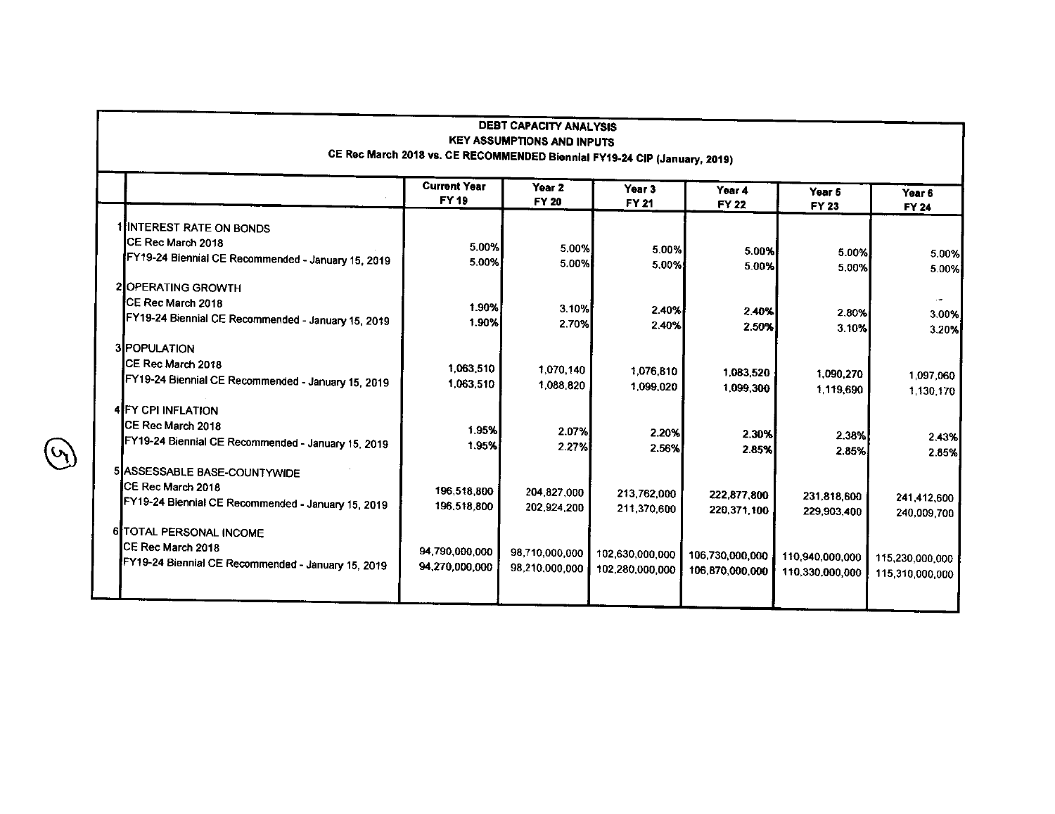**DEBT CAPACITY ANALYSIS**
**KEY ASSUMPTIONS AND INPUTS**
**CE Rec March 2018 vs. CE RECOMMENDED Biennial FY19-24 CIP (January, 2019)**

| | | Current Year FY 19 | Year 2 FY 20 | Year 3 FY 21 | Year 4 FY 22 | Year 5 FY 23 | Year 6 FY 24 |
|---|---|---|---|---|---|---|---|
| 1 | INTEREST RATE ON BONDS | | | | | | |
| | CE Rec March 2018 | 5.00% | 5.00% | 5.00% | 5.00% | 5.00% | 5.00% |
| | FY19-24 Biennial CE Recommended - January 15, 2019 | 5.00% | 5.00% | 5.00% | 5.00% | 5.00% | 5.00% |
| 2 | OPERATING GROWTH | | | | | | |
| | CE Rec March 2018 | 1.90% | 3.10% | 2.40% | 2.40% | 2.80% | 3.00% |
| | FY19-24 Biennial CE Recommended - January 15, 2019 | 1.90% | 2.70% | 2.40% | 2.50% | 3.10% | 3.20% |
| 3 | POPULATION | | | | | | |
| | CE Rec March 2018 | 1,063,510 | 1,070,140 | 1,076,810 | 1,083,520 | 1,090,270 | 1,097,060 |
| | FY19-24 Biennial CE Recommended - January 15, 2019 | 1,063,510 | 1,088,820 | 1,099,020 | 1,099,300 | 1,119,690 | 1,130,170 |
| 4 | FY CPI INFLATION | | | | | | |
| | CE Rec March 2018 | 1.95% | 2.07% | 2.20% | 2.30% | 2.38% | 2.43% |
| | FY19-24 Biennial CE Recommended - January 15, 2019 | 1.95% | 2.27% | 2.56% | 2.85% | 2.85% | 2.85% |
| 5 | ASSESSABLE BASE-COUNTYWIDE | | | | | | |
| | CE Rec March 2018 | 196,518,800 | 204,827,000 | 213,762,000 | 222,877,800 | 231,818,600 | 241,412,600 |
| | FY19-24 Biennial CE Recommended - January 15, 2019 | 196,518,800 | 202,924,200 | 211,370,600 | 220,371,100 | 229,903,400 | 240,009,700 |
| 6 | TOTAL PERSONAL INCOME | | | | | | |
| | CE Rec March 2018 | 94,790,000,000 | 98,710,000,000 | 102,630,000,000 | 106,730,000,000 | 110,940,000,000 | 115,230,000,000 |
| | FY19-24 Biennial CE Recommended - January 15, 2019 | 94,270,000,000 | 98,210,000,000 | 102,280,000,000 | 106,870,000,000 | 110,330,000,000 | 115,310,000,000 |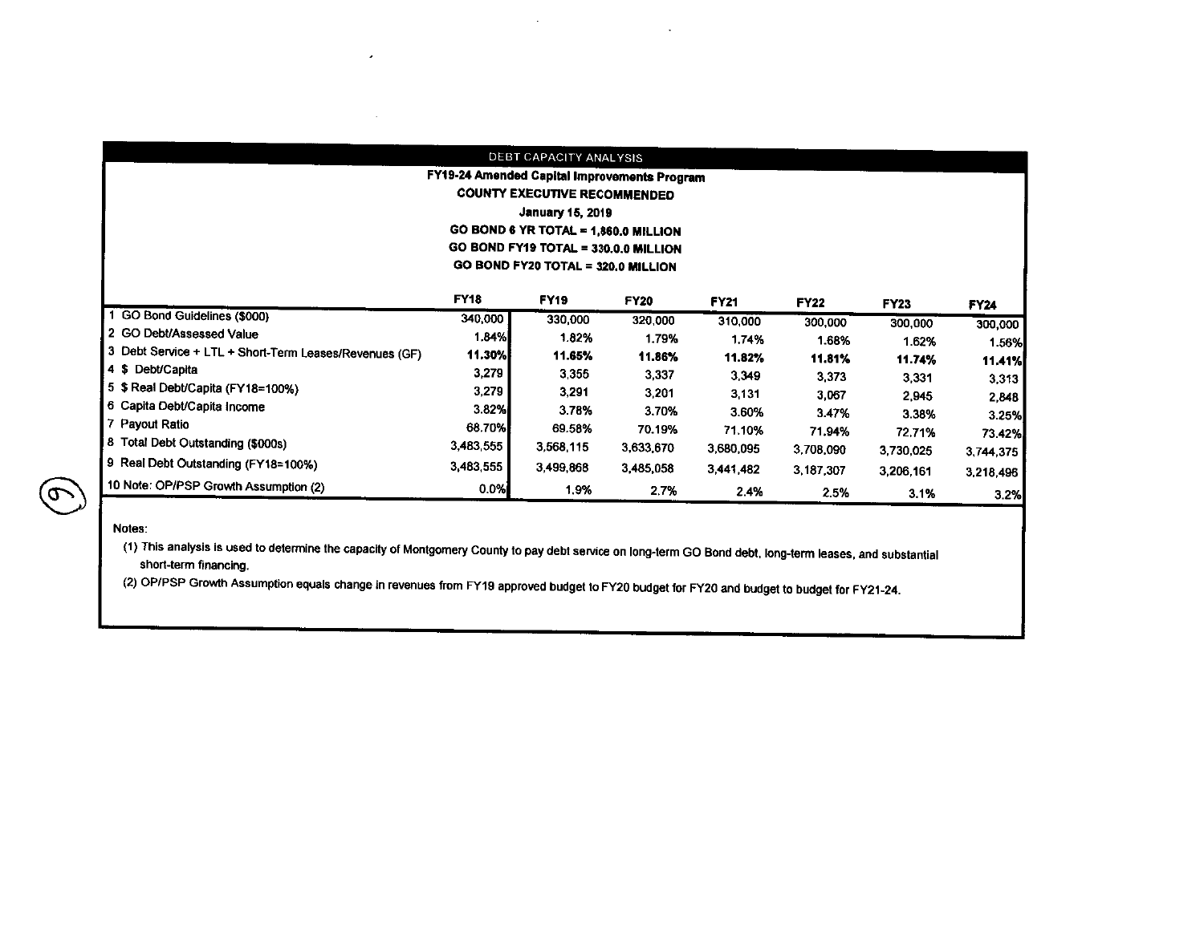## DEBT CAPACITY ANALYSIS

**FY19-24 Amended Capital Improvements Program**

**COUNTY EXECUTIVE RECOMMENDED**

**January 15, 2019**

**GO BOND 6 YR TOTAL = 1,860.0 MILLION**

**GO BOND FY19 TOTAL = 330.0.0 MILLION**

**GO BOND FY20 TOTAL = 320.0 MILLION**

| | FY18 | FY19 | FY20 | FY21 | FY22 | FY23 | FY24 |
|---|---|---|---|---|---|---|---|
| 1 GO Bond Guidelines ($000) | 340,000 | 330,000 | 320,000 | 310,000 | 300,000 | 300,000 | 300,000 |
| 2 GO Debt/Assessed Value | 1.84% | 1.82% | 1.79% | 1.74% | 1.68% | 1.62% | 1.56% |
| 3 Debt Service + LTL + Short-Term Leases/Revenues (GF) | **11.30%** | **11.65%** | **11.86%** | **11.82%** | **11.81%** | **11.74%** | **11.41%** |
| 4 $ Debt/Capita | 3,279 | 3,355 | 3,337 | 3,349 | 3,373 | 3,331 | 3,313 |
| 5 $ Real Debt/Capita (FY18=100%) | 3,279 | 3,291 | 3,201 | 3,131 | 3,067 | 2,945 | 2,848 |
| 6 Capita Debt/Capita Income | 3.82% | 3.78% | 3.70% | 3.60% | 3.47% | 3.38% | 3.25% |
| 7 Payout Ratio | 68.70% | 69.58% | 70.19% | 71.10% | 71.94% | 72.71% | 73.42% |
| 8 Total Debt Outstanding ($000s) | 3,483,555 | 3,568,115 | 3,633,670 | 3,680,095 | 3,708,090 | 3,730,025 | 3,744,375 |
| 9 Real Debt Outstanding (FY18=100%) | 3,483,555 | 3,499,868 | 3,485,058 | 3,441,482 | 3,187,307 | 3,206,161 | 3,218,496 |
| 10 Note: OP/PSP Growth Assumption (2) | 0.0% | 1.9% | 2.7% | 2.4% | 2.5% | 3.1% | 3.2% |

Notes:

(1) This analysis is used to determine the capacity of Montgomery County to pay debt service on long-term GO Bond debt, long-term leases, and substantial short-term financing.

(2) OP/PSP Growth Assumption equals change in revenues from FY19 approved budget to FY20 budget for FY20 and budget to budget for FY21-24.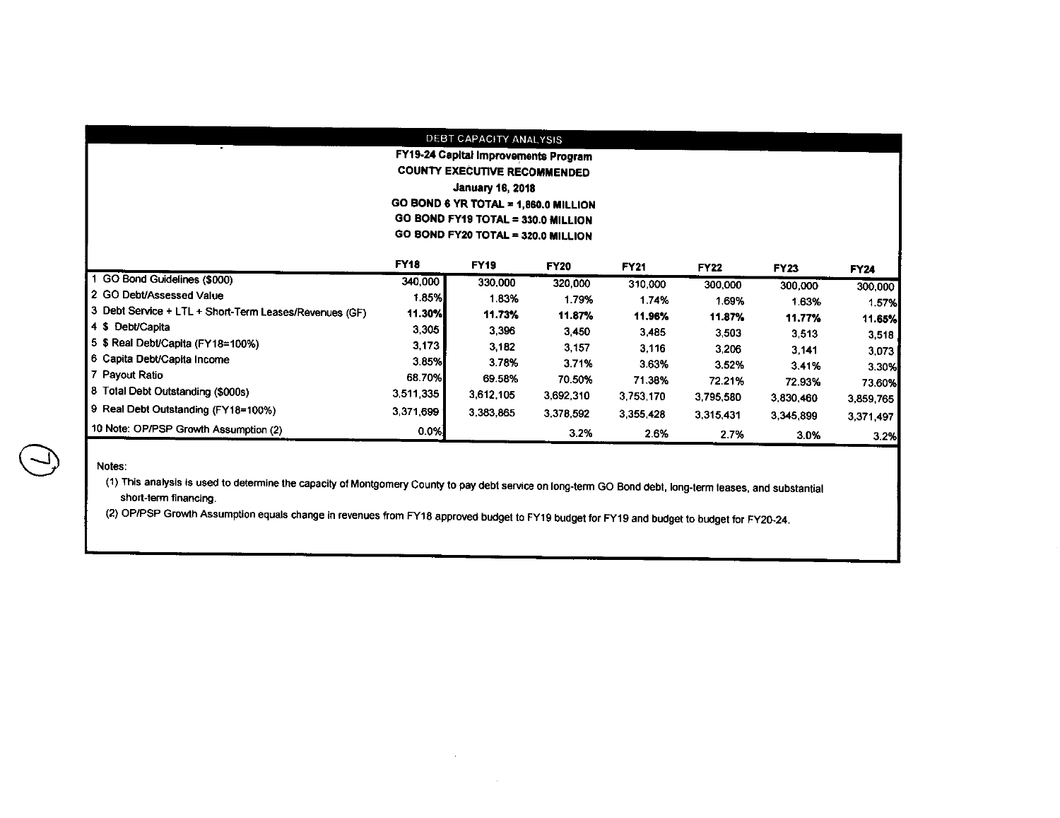## DEBT CAPACITY ANALYSIS

**FY19-24 Capital Improvements Program**
**COUNTY EXECUTIVE RECOMMENDED**
**January 16, 2018**
**GO BOND 6 YR TOTAL = 1,860.0 MILLION**
**GO BOND FY19 TOTAL = 330.0 MILLION**
**GO BOND FY20 TOTAL = 320.0 MILLION**

| | FY18 | FY19 | FY20 | FY21 | FY22 | FY23 | FY24 |
|---|---|---|---|---|---|---|---|
| 1 GO Bond Guidelines ($000) | 340,000 | 330,000 | 320,000 | 310,000 | 300,000 | 300,000 | 300,000 |
| 2 GO Debt/Assessed Value | 1.85% | 1.83% | 1.79% | 1.74% | 1.69% | 1.63% | 1.57% |
| 3 Debt Service + LTL + Short-Term Leases/Revenues (GF) | **11.30%** | **11.73%** | **11.87%** | **11.96%** | **11.87%** | **11.77%** | **11.65%** |
| 4 $ Debt/Capita | 3,305 | 3,396 | 3,450 | 3,485 | 3,503 | 3,513 | 3,518 |
| 5 $ Real Debt/Capita (FY18=100%) | 3,173 | 3,182 | 3,157 | 3,116 | 3,206 | 3,141 | 3,073 |
| 6 Capita Debt/Capita Income | 3.85% | 3.78% | 3.71% | 3.63% | 3.52% | 3.41% | 3.30% |
| 7 Payout Ratio | 68.70% | 69.58% | 70.50% | 71.38% | 72.21% | 72.93% | 73.60% |
| 8 Total Debt Outstanding ($000s) | 3,511,335 | 3,612,105 | 3,692,310 | 3,753,170 | 3,795,580 | 3,830,460 | 3,859,765 |
| 9 Real Debt Outstanding (FY18=100%) | 3,371,699 | 3,383,865 | 3,378,592 | 3,355,428 | 3,315,431 | 3,345,899 | 3,371,497 |
| 10 Note: OP/PSP Growth Assumption (2) | 0.0% | | 3.2% | 2.6% | 2.7% | 3.0% | 3.2% |

Notes:

(1) This analysis is used to determine the capacity of Montgomery County to pay debt service on long-term GO Bond debt, long-term leases, and substantial short-term financing.

(2) OP/PSP Growth Assumption equals change in revenues from FY18 approved budget to FY19 budget for FY19 and budget to budget for FY20-24.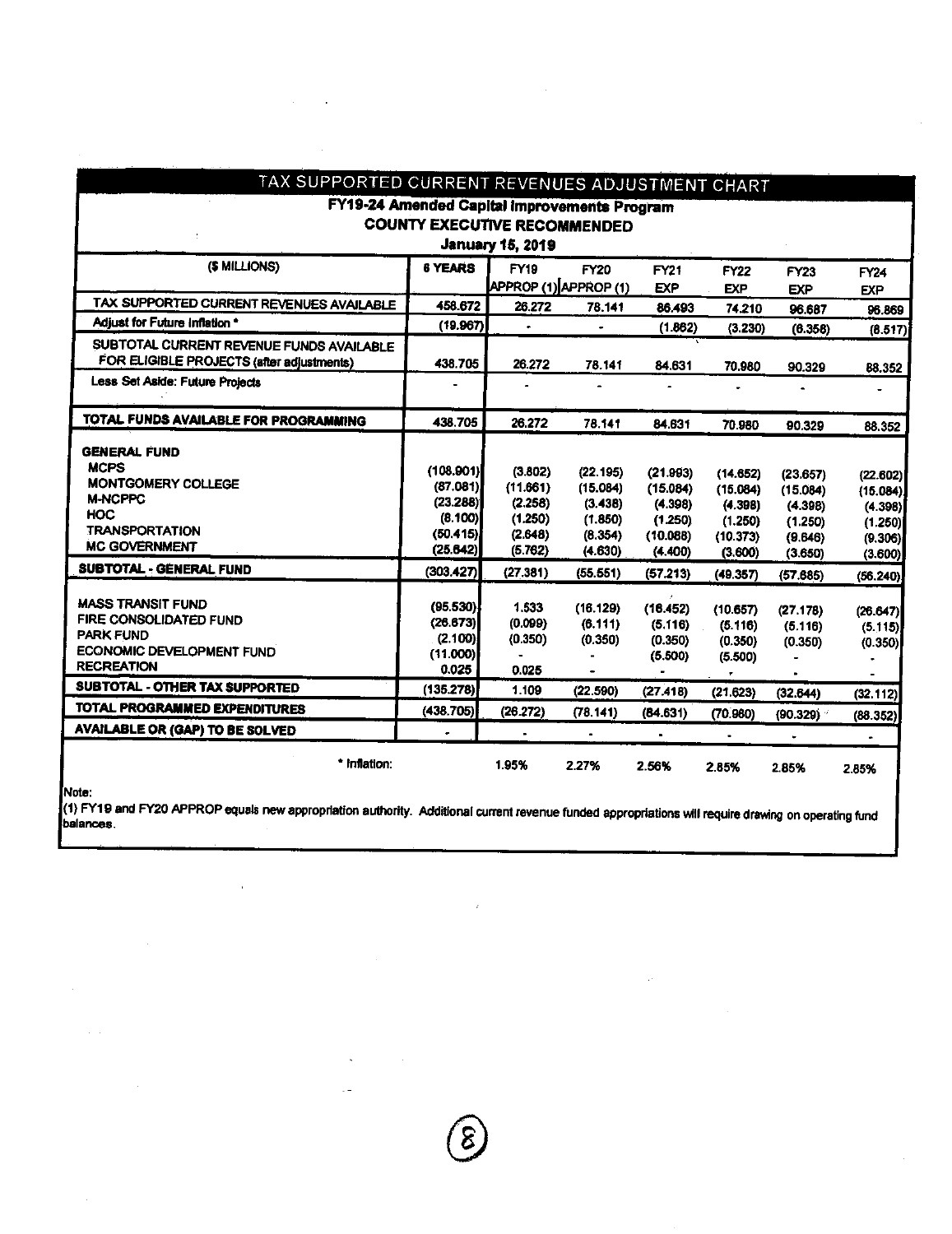# TAX SUPPORTED CURRENT REVENUES ADJUSTMENT CHART

**FY19-24 Amended Capital Improvements Program**
**COUNTY EXECUTIVE RECOMMENDED**
**January 15, 2019**

| ($ MILLIONS) | 6 YEARS | FY19 APPROP (1) | FY20 APPROP (1) | FY21 EXP | FY22 EXP | FY23 EXP | FY24 EXP |
|---|---|---|---|---|---|---|---|
| TAX SUPPORTED CURRENT REVENUES AVAILABLE | 458.672 | 26.272 | 78.141 | 86.493 | 74.210 | 96.687 | 96.869 |
| Adjust for Future Inflation * | (19.967) | - | - | (1.862) | (3.230) | (6.358) | (8.517) |
| SUBTOTAL CURRENT REVENUE FUNDS AVAILABLE FOR ELIGIBLE PROJECTS (after adjustments) | 438.705 | 26.272 | 78.141 | 84.631 | 70.980 | 90.329 | 88.352 |
| Less Set Aside: Future Projects | - | - | - | - | - | - | - |
| **TOTAL FUNDS AVAILABLE FOR PROGRAMMING** | 438.705 | 26.272 | 78.141 | 84.631 | 70.980 | 90.329 | 88.352 |
| **GENERAL FUND** | | | | | | | |
| MCPS | (108.901) | (3.802) | (22.195) | (21.993) | (14.652) | (23.657) | (22.602) |
| MONTGOMERY COLLEGE | (87.081) | (11.661) | (15.084) | (15.084) | (15.084) | (15.084) | (15.084) |
| M-NCPPC | (23.288) | (2.258) | (3.438) | (4.398) | (4.398) | (4.398) | (4.398) |
| HOC | (8.100) | (1.250) | (1.850) | (1.250) | (1.250) | (1.250) | (1.250) |
| TRANSPORTATION | (50.415) | (2.648) | (8.354) | (10.088) | (10.373) | (9.646) | (9.306) |
| MC GOVERNMENT | (25.642) | (5.762) | (4.630) | (4.400) | (3.600) | (3.650) | (3.600) |
| **SUBTOTAL - GENERAL FUND** | (303.427) | (27.381) | (55.551) | (57.213) | (49.357) | (57.685) | (56.240) |
| MASS TRANSIT FUND | (95.530) | 1.533 | (16.129) | (16.452) | (10.657) | (27.178) | (26.647) |
| FIRE CONSOLIDATED FUND | (26.673) | (0.099) | (6.111) | (5.116) | (5.116) | (5.116) | (5.115) |
| PARK FUND | (2.100) | (0.350) | (0.350) | (0.350) | (0.350) | (0.350) | (0.350) |
| ECONOMIC DEVELOPMENT FUND | (11.000) | - | - | (5.500) | (5.500) | - | - |
| RECREATION | 0.025 | 0.025 | - | - | - | - | - |
| **SUBTOTAL - OTHER TAX SUPPORTED** | (135.278) | 1.109 | (22.590) | (27.418) | (21.623) | (32.644) | (32.112) |
| **TOTAL PROGRAMMED EXPENDITURES** | (438.705) | (26.272) | (78.141) | (84.631) | (70.980) | (90.329) | (88.352) |
| **AVAILABLE OR (GAP) TO BE SOLVED** | - | - | - | - | - | - | - |
| * Inflation: | | 1.95% | 2.27% | 2.56% | 2.85% | 2.85% | 2.85% |

Note:

(1) FY19 and FY20 APPROP equals new appropriation authority. Additional current revenue funded appropriations will require drawing on operating fund balances.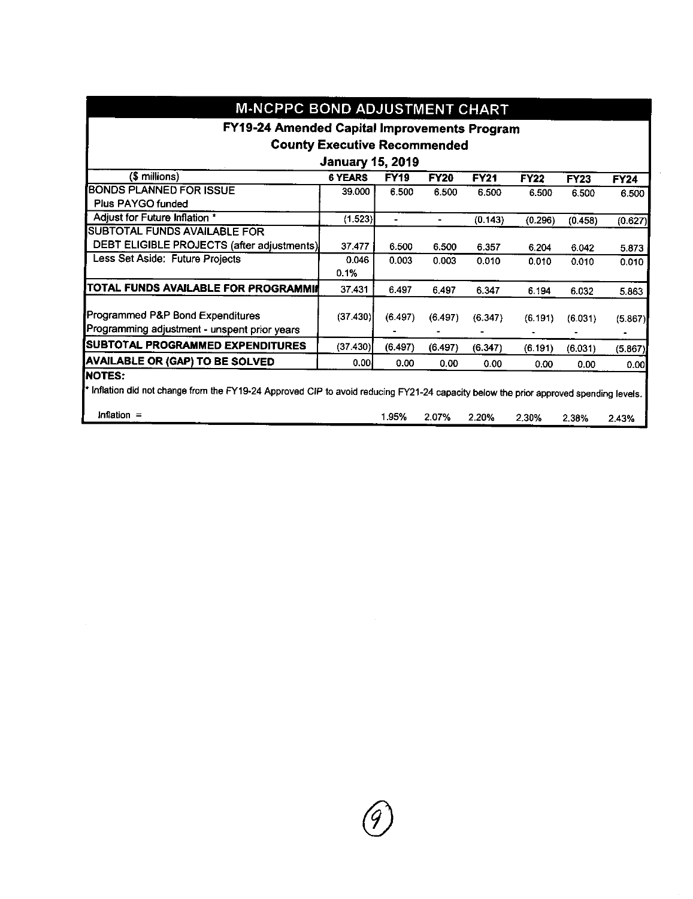## M-NCPPC BOND ADJUSTMENT CHART

### FY19-24 Amended Capital Improvements Program

### County Executive Recommended

### January 15, 2019

| ($ millions) | 6 YEARS | FY19 | FY20 | FY21 | FY22 | FY23 | FY24 |
|---|---|---|---|---|---|---|---|
| BONDS PLANNED FOR ISSUE | 39.000 | 6.500 | 6.500 | 6.500 | 6.500 | 6.500 | 6.500 |
| Plus PAYGO funded | | | | | | | |
| Adjust for Future Inflation * | (1.523) | - | - | (0.143) | (0.296) | (0.458) | (0.627) |
| SUBTOTAL FUNDS AVAILABLE FOR DEBT ELIGIBLE PROJECTS (after adjustments) | 37.477 | 6.500 | 6.500 | 6.357 | 6.204 | 6.042 | 5.873 |
| Less Set Aside: Future Projects | 0.046<br>0.1% | 0.003 | 0.003 | 0.010 | 0.010 | 0.010 | 0.010 |
| **TOTAL FUNDS AVAILABLE FOR PROGRAMMI** | 37.431 | 6.497 | 6.497 | 6.347 | 6.194 | 6.032 | 5.863 |
| Programmed P&P Bond Expenditures | (37.430) | (6.497) | (6.497) | (6.347) | (6.191) | (6.031) | (5.867) |
| Programming adjustment - unspent prior years | | - | - | - | - | - | - |
| **SUBTOTAL PROGRAMMED EXPENDITURES** | (37.430) | (6.497) | (6.497) | (6.347) | (6.191) | (6.031) | (5.867) |
| **AVAILABLE OR (GAP) TO BE SOLVED** | 0.00 | 0.00 | 0.00 | 0.00 | 0.00 | 0.00 | 0.00 |

**NOTES:**

* Inflation did not change from the FY19-24 Approved CIP to avoid reducing FY21-24 capacity below the prior approved spending levels.

| Inflation = | | 1.95% | 2.07% | 2.20% | 2.30% | 2.38% | 2.43% |
|---|---|---|---|---|---|---|---|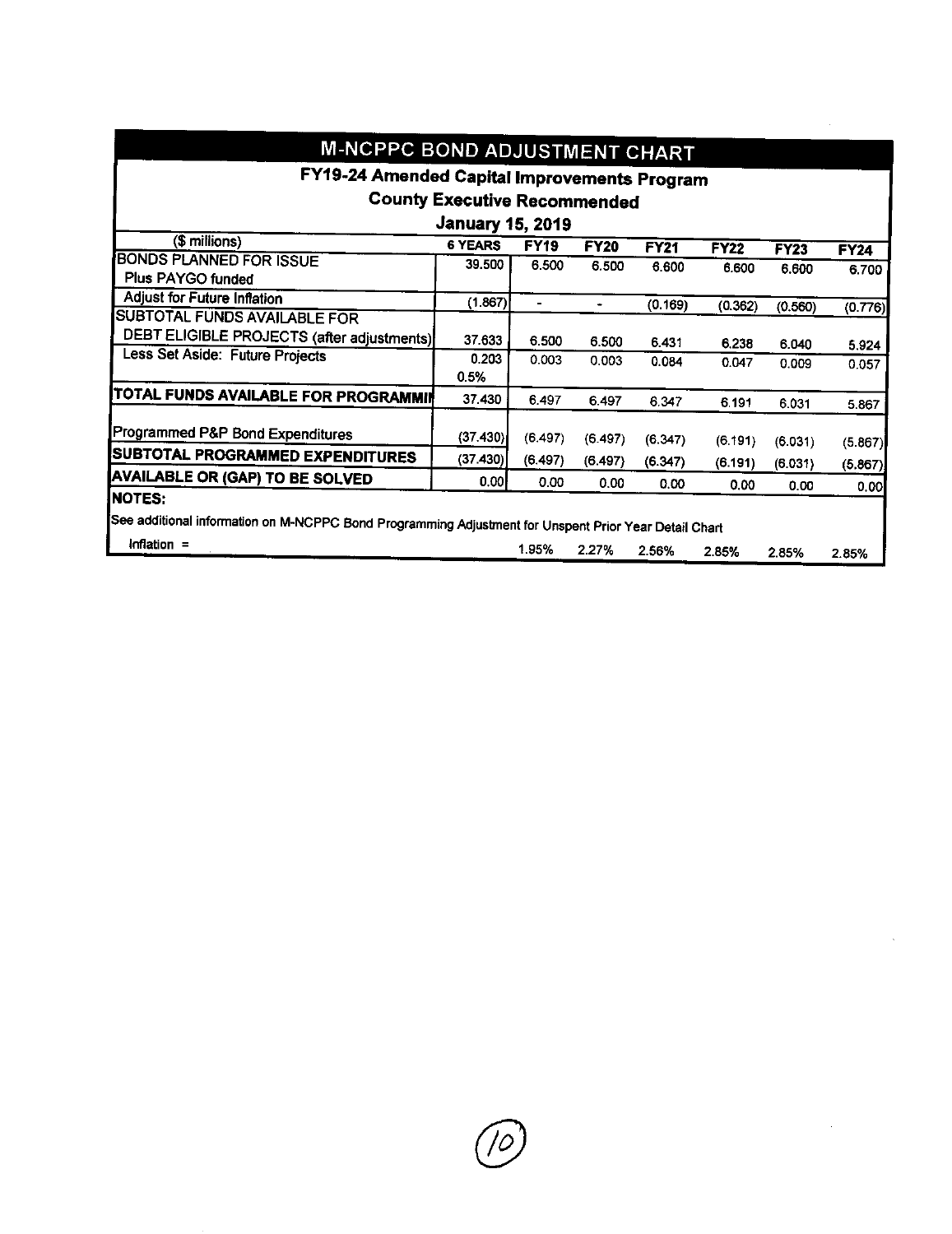# M-NCPPC BOND ADJUSTMENT CHART

## FY19-24 Amended Capital Improvements Program

## County Executive Recommended

## January 15, 2019

| ($ millions) | 6 YEARS | FY19 | FY20 | FY21 | FY22 | FY23 | FY24 |
|---|---|---|---|---|---|---|---|
| **BONDS PLANNED FOR ISSUE** Plus PAYGO funded | 39.500 | 6.500 | 6.500 | 6.600 | 6.600 | 6.600 | 6.700 |
| Adjust for Future Inflation | (1.867) | - | - | (0.169) | (0.362) | (0.560) | (0.776) |
| **SUBTOTAL FUNDS AVAILABLE FOR DEBT ELIGIBLE PROJECTS (after adjustments)** | 37.633 | 6.500 | 6.500 | 6.431 | 6.238 | 6.040 | 5.924 |
| Less Set Aside: Future Projects | 0.203<br>0.5% | 0.003 | 0.003 | 0.084 | 0.047 | 0.009 | 0.057 |
| **TOTAL FUNDS AVAILABLE FOR PROGRAMMIN** | 37.430 | 6.497 | 6.497 | 6.347 | 6.191 | 6.031 | 5.867 |
| Programmed P&P Bond Expenditures | (37.430) | (6.497) | (6.497) | (6.347) | (6.191) | (6.031) | (5.867) |
| **SUBTOTAL PROGRAMMED EXPENDITURES** | (37.430) | (6.497) | (6.497) | (6.347) | (6.191) | (6.031) | (5.867) |
| **AVAILABLE OR (GAP) TO BE SOLVED** | 0.00 | 0.00 | 0.00 | 0.00 | 0.00 | 0.00 | 0.00 |
| **NOTES:** | | | | | | | |
| See additional information on M-NCPPC Bond Programming Adjustment for Unspent Prior Year Detail Chart | | | | | | | |
| Inflation = | | 1.95% | 2.27% | 2.56% | 2.85% | 2.85% | 2.85% |